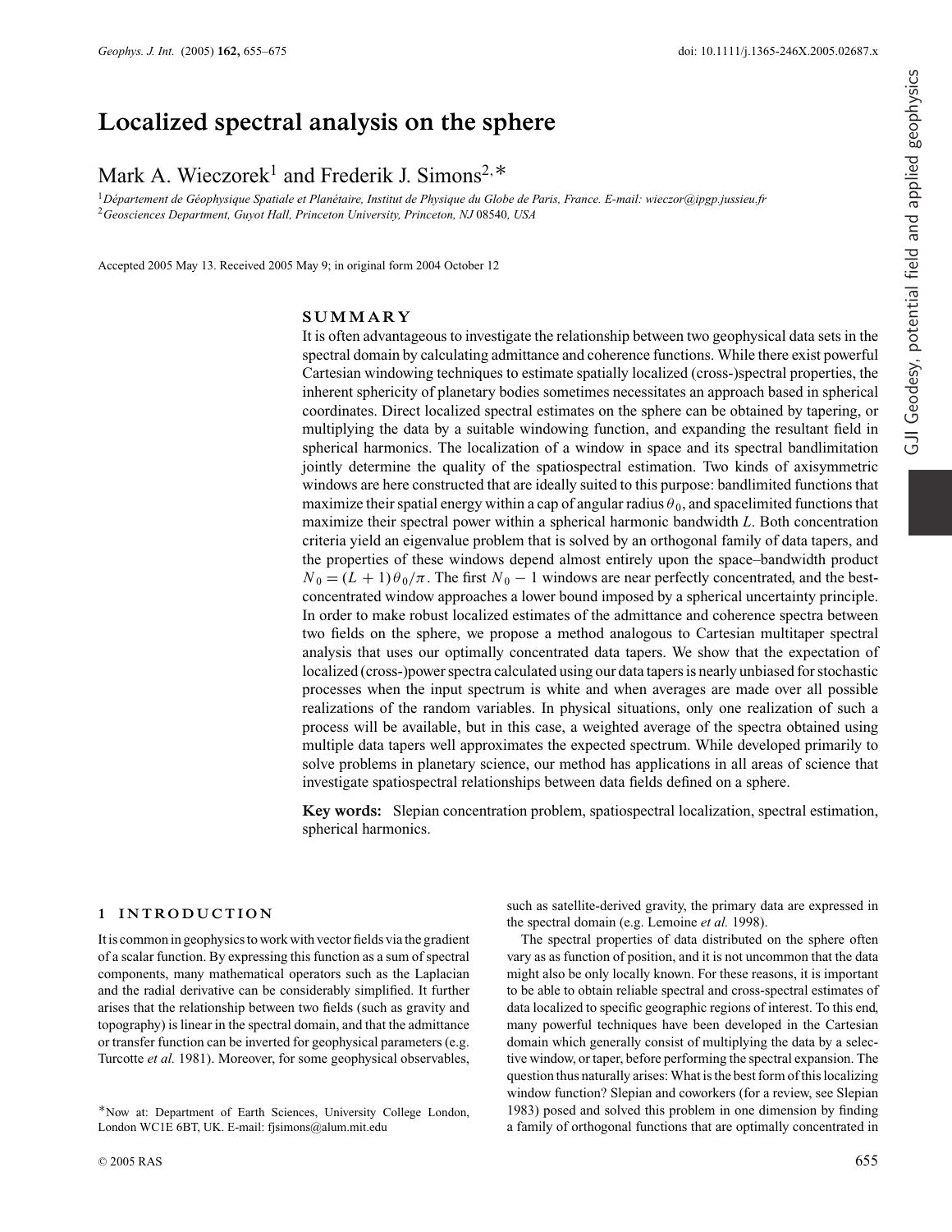# Localized spectral analysis on the sphere

Mark A. Wieczorek[1] and Frederik J. Simons[2,*]

[1]Département de Géophysique Spatiale et Planétaire, Institut de Physique du Globe de Paris, France. E-mail: wieczor@ipgp.jussieu.fr
[2]Geosciences Department, Guyot Hall, Princeton University, Princeton, NJ 08540, USA

Accepted 2005 May 13. Received 2005 May 9; in original form 2004 October 12

## SUMMARY

It is often advantageous to investigate the relationship between two geophysical data sets in the spectral domain by calculating admittance and coherence functions. While there exist powerful Cartesian windowing techniques to estimate spatially localized (cross-)spectral properties, the inherent sphericity of planetary bodies sometimes necessitates an approach based in spherical coordinates. Direct localized spectral estimates on the sphere can be obtained by tapering, or multiplying the data by a suitable windowing function, and expanding the resultant field in spherical harmonics. The localization of a window in space and its spectral bandlimitation jointly determine the quality of the spatiospectral estimation. Two kinds of axisymmetric windows are here constructed that are ideally suited to this purpose: bandlimited functions that maximize their spatial energy within a cap of angular radius $\theta_0$, and spacelimited functions that maximize their spectral power within a spherical harmonic bandwidth $L$. Both concentration criteria yield an eigenvalue problem that is solved by an orthogonal family of data tapers, and the properties of these windows depend almost entirely upon the space–bandwidth product $N_0 = (L+1)\theta_0/\pi$. The first $N_0 - 1$ windows are near perfectly concentrated, and the best-concentrated window approaches a lower bound imposed by a spherical uncertainty principle. In order to make robust localized estimates of the admittance and coherence spectra between two fields on the sphere, we propose a method analogous to Cartesian multitaper spectral analysis that uses our optimally concentrated data tapers. We show that the expectation of localized (cross-)power spectra calculated using our data tapers is nearly unbiased for stochastic processes when the input spectrum is white and when averages are made over all possible realizations of the random variables. In physical situations, only one realization of such a process will be available, but in this case, a weighted average of the spectra obtained using multiple data tapers well approximates the expected spectrum. While developed primarily to solve problems in planetary science, our method has applications in all areas of science that investigate spatiospectral relationships between data fields defined on a sphere.

**Key words:** Slepian concentration problem, spatiospectral localization, spectral estimation, spherical harmonics.

## 1 INTRODUCTION

It is common in geophysics to work with vector fields via the gradient of a scalar function. By expressing this function as a sum of spectral components, many mathematical operators such as the Laplacian and the radial derivative can be considerably simplified. It further arises that the relationship between two fields (such as gravity and topography) is linear in the spectral domain, and that the admittance or transfer function can be inverted for geophysical parameters (e.g. Turcotte *et al.* 1981). Moreover, for some geophysical observables, such as satellite-derived gravity, the primary data are expressed in the spectral domain (e.g. Lemoine *et al.* 1998).

The spectral properties of data distributed on the sphere often vary as as function of position, and it is not uncommon that the data might also be only locally known. For these reasons, it is important to be able to obtain reliable spectral and cross-spectral estimates of data localized to specific geographic regions of interest. To this end, many powerful techniques have been developed in the Cartesian domain which generally consist of multiplying the data by a selective window, or taper, before performing the spectral expansion. The question thus naturally arises: What is the best form of this localizing window function? Slepian and coworkers (for a review, see Slepian 1983) posed and solved this problem in one dimension by finding a family of orthogonal functions that are optimally concentrated in

*Now at: Department of Earth Sciences, University College London, London WC1E 6BT, UK. E-mail: fjsimons@alum.mit.edu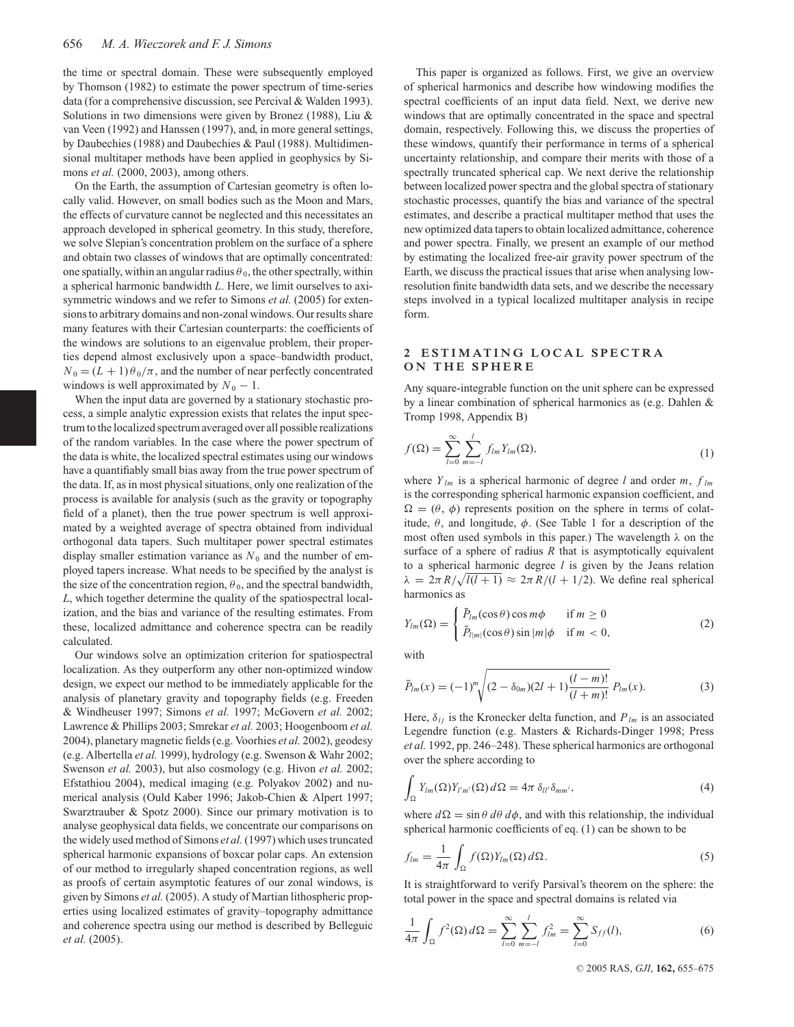the time or spectral domain. These were subsequently employed by Thomson (1982) to estimate the power spectrum of time-series data (for a comprehensive discussion, see Percival & Walden 1993). Solutions in two dimensions were given by Bronez (1988), Liu & van Veen (1992) and Hanssen (1997), and, in more general settings, by Daubechies (1988) and Daubechies & Paul (1988). Multidimensional multitaper methods have been applied in geophysics by Simons *et al.* (2000, 2003), among others.

On the Earth, the assumption of Cartesian geometry is often locally valid. However, on small bodies such as the Moon and Mars, the effects of curvature cannot be neglected and this necessitates an approach developed in spherical geometry. In this study, therefore, we solve Slepian's concentration problem on the surface of a sphere and obtain two classes of windows that are optimally concentrated: one spatially, within an angular radius $\theta_0$, the other spectrally, within a spherical harmonic bandwidth $L$. Here, we limit ourselves to axisymmetric windows and we refer to Simons *et al.* (2005) for extensions to arbitrary domains and non-zonal windows. Our results share many features with their Cartesian counterparts: the coefficients of the windows are solutions to an eigenvalue problem, their properties depend almost exclusively upon a space–bandwidth product, $N_0 = (L + 1)\,\theta_0/\pi$, and the number of near perfectly concentrated windows is well approximated by $N_0 - 1$.

When the input data are governed by a stationary stochastic process, a simple analytic expression exists that relates the input spectrum to the localized spectrum averaged over all possible realizations of the random variables. In the case where the power spectrum of the data is white, the localized spectral estimates using our windows have a quantifiably small bias away from the true power spectrum of the data. If, as in most physical situations, only one realization of the process is available for analysis (such as the gravity or topography field of a planet), then the true power spectrum is well approximated by a weighted average of spectra obtained from individual orthogonal data tapers. Such multitaper power spectral estimates display smaller estimation variance as $N_0$ and the number of employed tapers increase. What needs to be specified by the analyst is the size of the concentration region, $\theta_0$, and the spectral bandwidth, $L$, which together determine the quality of the spatiospectral localization, and the bias and variance of the resulting estimates. From these, localized admittance and coherence spectra can be readily calculated.

Our windows solve an optimization criterion for spatiospectral localization. As they outperform any other non-optimized window design, we expect our method to be immediately applicable for the analysis of planetary gravity and topography fields (e.g. Freeden & Windheuser 1997; Simons *et al.* 1997; McGovern *et al.* 2002; Lawrence & Phillips 2003; Smrekar *et al.* 2003; Hoogenboom *et al.* 2004), planetary magnetic fields (e.g. Voorhies *et al.* 2002), geodesy (e.g. Albertella *et al.* 1999), hydrology (e.g. Swenson & Wahr 2002; Swenson *et al.* 2003), but also cosmology (e.g. Hivon *et al.* 2002; Efstathiou 2004), medical imaging (e.g. Polyakov 2002) and numerical analysis (Ould Kaber 1996; Jakob-Chien & Alpert 1997; Swarztrauber & Spotz 2000). Since our primary motivation is to analyse geophysical data fields, we concentrate our comparisons on the widely used method of Simons *et al.* (1997) which uses truncated spherical harmonic expansions of boxcar polar caps. An extension of our method to irregularly shaped concentration regions, as well as proofs of certain asymptotic features of our zonal windows, is given by Simons *et al.* (2005). A study of Martian lithospheric properties using localized estimates of gravity–topography admittance and coherence spectra using our method is described by Belleguic *et al.* (2005).

This paper is organized as follows. First, we give an overview of spherical harmonics and describe how windowing modifies the spectral coefficients of an input data field. Next, we derive new windows that are optimally concentrated in the space and spectral domain, respectively. Following this, we discuss the properties of these windows, quantify their performance in terms of a spherical uncertainty relationship, and compare their merits with those of a spectrally truncated spherical cap. We next derive the relationship between localized power spectra and the global spectra of stationary stochastic processes, quantify the bias and variance of the spectral estimates, and describe a practical multitaper method that uses the new optimized data tapers to obtain localized admittance, coherence and power spectra. Finally, we present an example of our method by estimating the localized free-air gravity power spectrum of the Earth, we discuss the practical issues that arise when analysing low-resolution finite bandwidth data sets, and we describe the necessary steps involved in a typical localized multitaper analysis in recipe form.

## 2 ESTIMATING LOCAL SPECTRA ON THE SPHERE

Any square-integrable function on the unit sphere can be expressed by a linear combination of spherical harmonics as (e.g. Dahlen & Tromp 1998, Appendix B)

$$f(\Omega) = \sum_{l=0}^{\infty} \sum_{m=-l}^{l} f_{lm} Y_{lm}(\Omega), \tag{1}$$

where $Y_{lm}$ is a spherical harmonic of degree $l$ and order $m$, $f_{lm}$ is the corresponding spherical harmonic expansion coefficient, and $\Omega = (\theta, \phi)$ represents position on the sphere in terms of colatitude, $\theta$, and longitude, $\phi$. (See Table 1 for a description of the most often used symbols in this paper.) The wavelength $\lambda$ on the surface of a sphere of radius $R$ that is asymptotically equivalent to a spherical harmonic degree $l$ is given by the Jeans relation $\lambda = 2\pi R/\sqrt{l(l+1)} \approx 2\pi R/(l + 1/2)$. We define real spherical harmonics as

$$Y_{lm}(\Omega) = \begin{cases} \bar{P}_{lm}(\cos\theta)\cos m\phi & \text{if } m \geq 0 \\ \bar{P}_{l|m|}(\cos\theta)\sin|m|\phi & \text{if } m < 0, \end{cases} \tag{2}$$

with

$$\bar{P}_{lm}(x) = (-1)^m \sqrt{(2 - \delta_{0m})(2l+1)\frac{(l-m)!}{(l+m)!}}\; P_{lm}(x). \tag{3}$$

Here, $\delta_{ij}$ is the Kronecker delta function, and $P_{lm}$ is an associated Legendre function (e.g. Masters & Richards-Dinger 1998; Press *et al.* 1992, pp. 246–248). These spherical harmonics are orthogonal over the sphere according to

$$\int_{\Omega} Y_{lm}(\Omega) Y_{l'm'}(\Omega)\, d\Omega = 4\pi\, \delta_{ll'}\delta_{mm'}, \tag{4}$$

where $d\Omega = \sin\theta\, d\theta\, d\phi$, and with this relationship, the individual spherical harmonic coefficients of eq. (1) can be shown to be

$$f_{lm} = \frac{1}{4\pi} \int_{\Omega} f(\Omega) Y_{lm}(\Omega)\, d\Omega. \tag{5}$$

It is straightforward to verify Parsival's theorem on the sphere: the total power in the space and spectral domains is related via

$$\frac{1}{4\pi} \int_{\Omega} f^2(\Omega)\, d\Omega = \sum_{l=0}^{\infty} \sum_{m=-l}^{l} f_{lm}^2 = \sum_{l=0}^{\infty} S_{ff}(l), \tag{6}$$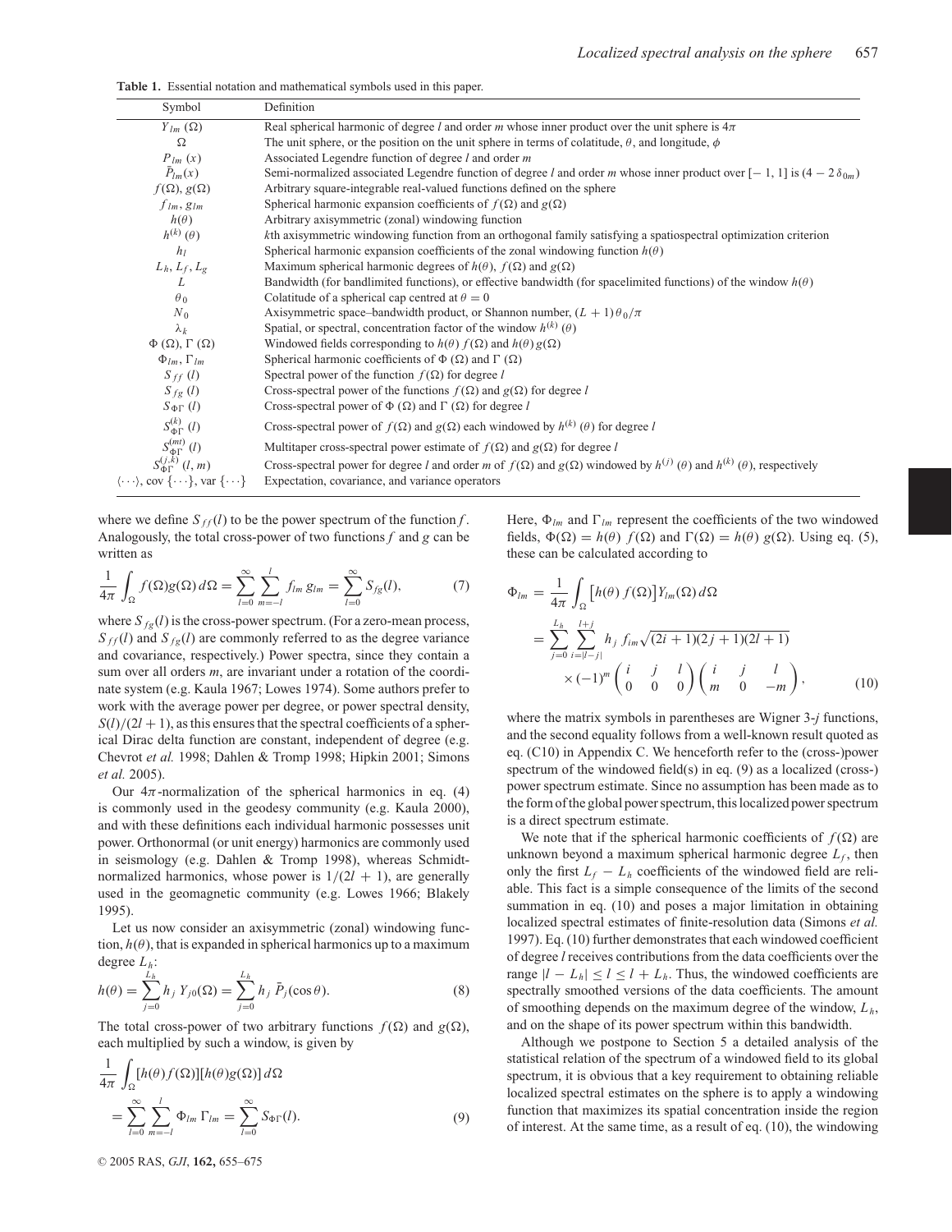**Table 1.** Essential notation and mathematical symbols used in this paper.

| Symbol | Definition |
|---|---|
| $Y_{lm}(\Omega)$ | Real spherical harmonic of degree $l$ and order $m$ whose inner product over the unit sphere is $4\pi$ |
| $\Omega$ | The unit sphere, or the position on the unit sphere in terms of colatitude, $\theta$, and longitude, $\phi$ |
| $P_{lm}(x)$ | Associated Legendre function of degree $l$ and order $m$ |
| $\bar{P}_{lm}(x)$ | Semi-normalized associated Legendre function of degree $l$ and order $m$ whose inner product over $[-1, 1]$ is $(4-2\,\delta_{0m})$ |
| $f(\Omega), g(\Omega)$ | Arbitrary square-integrable real-valued functions defined on the sphere |
| $f_{lm}, g_{lm}$ | Spherical harmonic expansion coefficients of $f(\Omega)$ and $g(\Omega)$ |
| $h(\theta)$ | Arbitrary axisymmetric (zonal) windowing function |
| $h^{(k)}(\theta)$ | $k$th axisymmetric windowing function from an orthogonal family satisfying a spatiospectral optimization criterion |
| $h_l$ | Spherical harmonic expansion coefficients of the zonal windowing function $h(\theta)$ |
| $L_h, L_f, L_g$ | Maximum spherical harmonic degrees of $h(\theta)$, $f(\Omega)$ and $g(\Omega)$ |
| $L$ | Bandwidth (for bandlimited functions), or effective bandwidth (for spacelimited functions) of the window $h(\theta)$ |
| $\theta_0$ | Colatitude of a spherical cap centred at $\theta = 0$ |
| $N_0$ | Axisymmetric space–bandwidth product, or Shannon number, $(L+1)\,\theta_0/\pi$ |
| $\lambda_k$ | Spatial, or spectral, concentration factor of the window $h^{(k)}(\theta)$ |
| $\Phi(\Omega), \Gamma(\Omega)$ | Windowed fields corresponding to $h(\theta)\,f(\Omega)$ and $h(\theta)\,g(\Omega)$ |
| $\Phi_{lm}, \Gamma_{lm}$ | Spherical harmonic coefficients of $\Phi(\Omega)$ and $\Gamma(\Omega)$ |
| $S_{ff}(l)$ | Spectral power of the function $f(\Omega)$ for degree $l$ |
| $S_{fg}(l)$ | Cross-spectral power of the functions $f(\Omega)$ and $g(\Omega)$ for degree $l$ |
| $S_{\Phi\Gamma}(l)$ | Cross-spectral power of $\Phi(\Omega)$ and $\Gamma(\Omega)$ for degree $l$ |
| $S^{(k)}_{\Phi\Gamma}(l)$ | Cross-spectral power of $f(\Omega)$ and $g(\Omega)$ each windowed by $h^{(k)}(\theta)$ for degree $l$ |
| $S^{(mt)}_{\Phi\Gamma}(l)$ | Multitaper cross-spectral power estimate of $f(\Omega)$ and $g(\Omega)$ for degree $l$ |
| $S^{(j,k)}_{\Phi\Gamma}(l, m)$ | Cross-spectral power for degree $l$ and order $m$ of $f(\Omega)$ and $g(\Omega)$ windowed by $h^{(j)}(\theta)$ and $h^{(k)}(\theta)$, respectively |
| $\langle\cdots\rangle$, cov $\{\cdots\}$, var $\{\cdots\}$ | Expectation, covariance, and variance operators |

where we define $S_{ff}(l)$ to be the power spectrum of the function $f$. Analogously, the total cross-power of two functions $f$ and $g$ can be written as

$$\frac{1}{4\pi}\int_{\Omega} f(\Omega)g(\Omega)\,d\Omega = \sum_{l=0}^{\infty}\sum_{m=-l}^{l} f_{lm}\,g_{lm} = \sum_{l=0}^{\infty} S_{fg}(l), \tag{7}$$

where $S_{fg}(l)$ is the cross-power spectrum. (For a zero-mean process, $S_{ff}(l)$ and $S_{fg}(l)$ are commonly referred to as the degree variance and covariance, respectively.) Power spectra, since they contain a sum over all orders $m$, are invariant under a rotation of the coordinate system (e.g. Kaula 1967; Lowes 1974). Some authors prefer to work with the average power per degree, or power spectral density, $S(l)/(2l+1)$, as this ensures that the spectral coefficients of a spherical Dirac delta function are constant, independent of degree (e.g. Chevrot *et al.* 1998; Dahlen & Tromp 1998; Hipkin 2001; Simons *et al.* 2005).

Our $4\pi$-normalization of the spherical harmonics in eq. (4) is commonly used in the geodesy community (e.g. Kaula 2000), and with these definitions each individual harmonic possesses unit power. Orthonormal (or unit energy) harmonics are commonly used in seismology (e.g. Dahlen & Tromp 1998), whereas Schmidt-normalized harmonics, whose power is $1/(2l+1)$, are generally used in the geomagnetic community (e.g. Lowes 1966; Blakely 1995).

Let us now consider an axisymmetric (zonal) windowing function, $h(\theta)$, that is expanded in spherical harmonics up to a maximum degree $L_h$:

$$h(\theta) = \sum_{j=0}^{L_h} h_j\,Y_{j0}(\Omega) = \sum_{j=0}^{L_h} h_j\,\bar{P}_j(\cos\theta). \tag{8}$$

The total cross-power of two arbitrary functions $f(\Omega)$ and $g(\Omega)$, each multiplied by such a window, is given by

$$\begin{aligned}&\frac{1}{4\pi}\int_{\Omega}[h(\theta)f(\Omega)][h(\theta)g(\Omega)]\,d\Omega\\ &= \sum_{l=0}^{\infty}\sum_{m=-l}^{l}\Phi_{lm}\,\Gamma_{lm} = \sum_{l=0}^{\infty} S_{\Phi\Gamma}(l).\end{aligned} \tag{9}$$

Here, $\Phi_{lm}$ and $\Gamma_{lm}$ represent the coefficients of the two windowed fields, $\Phi(\Omega) = h(\theta)\,f(\Omega)$ and $\Gamma(\Omega) = h(\theta)\,g(\Omega)$. Using eq. (5), these can be calculated according to

$$\begin{aligned}\Phi_{lm} &= \frac{1}{4\pi}\int_{\Omega}\left[h(\theta)\,f(\Omega)\right]Y_{lm}(\Omega)\,d\Omega\\ &= \sum_{j=0}^{L_h}\sum_{i=|l-j|}^{l+j} h_j\,f_{im}\sqrt{(2i+1)(2j+1)(2l+1)}\\ &\quad\times(-1)^m\begin{pmatrix} i & j & l\\ 0 & 0 & 0\end{pmatrix}\begin{pmatrix} i & j & l\\ m & 0 & -m\end{pmatrix},\end{aligned} \tag{10}$$

where the matrix symbols in parentheses are Wigner 3-$j$ functions, and the second equality follows from a well-known result quoted as eq. (C10) in Appendix C. We henceforth refer to the (cross-)power spectrum of the windowed field(s) in eq. (9) as a localized (cross-) power spectrum estimate. Since no assumption has been made as to the form of the global power spectrum, this localized power spectrum is a direct spectrum estimate.

We note that if the spherical harmonic coefficients of $f(\Omega)$ are unknown beyond a maximum spherical harmonic degree $L_f$, then only the first $L_f - L_h$ coefficients of the windowed field are reliable. This fact is a simple consequence of the limits of the second summation in eq. (10) and poses a major limitation in obtaining localized spectral estimates of finite-resolution data (Simons *et al.* 1997). Eq. (10) further demonstrates that each windowed coefficient of degree $l$ receives contributions from the data coefficients over the range $|l - L_h| \le l \le l + L_h$. Thus, the windowed coefficients are spectrally smoothed versions of the data coefficients. The amount of smoothing depends on the maximum degree of the window, $L_h$, and on the shape of its power spectrum within this bandwidth.

Although we postpone to Section 5 a detailed analysis of the statistical relation of the spectrum of a windowed field to its global spectrum, it is obvious that a key requirement to obtaining reliable localized spectral estimates on the sphere is to apply a windowing function that maximizes its spatial concentration inside the region of interest. At the same time, as a result of eq. (10), the windowing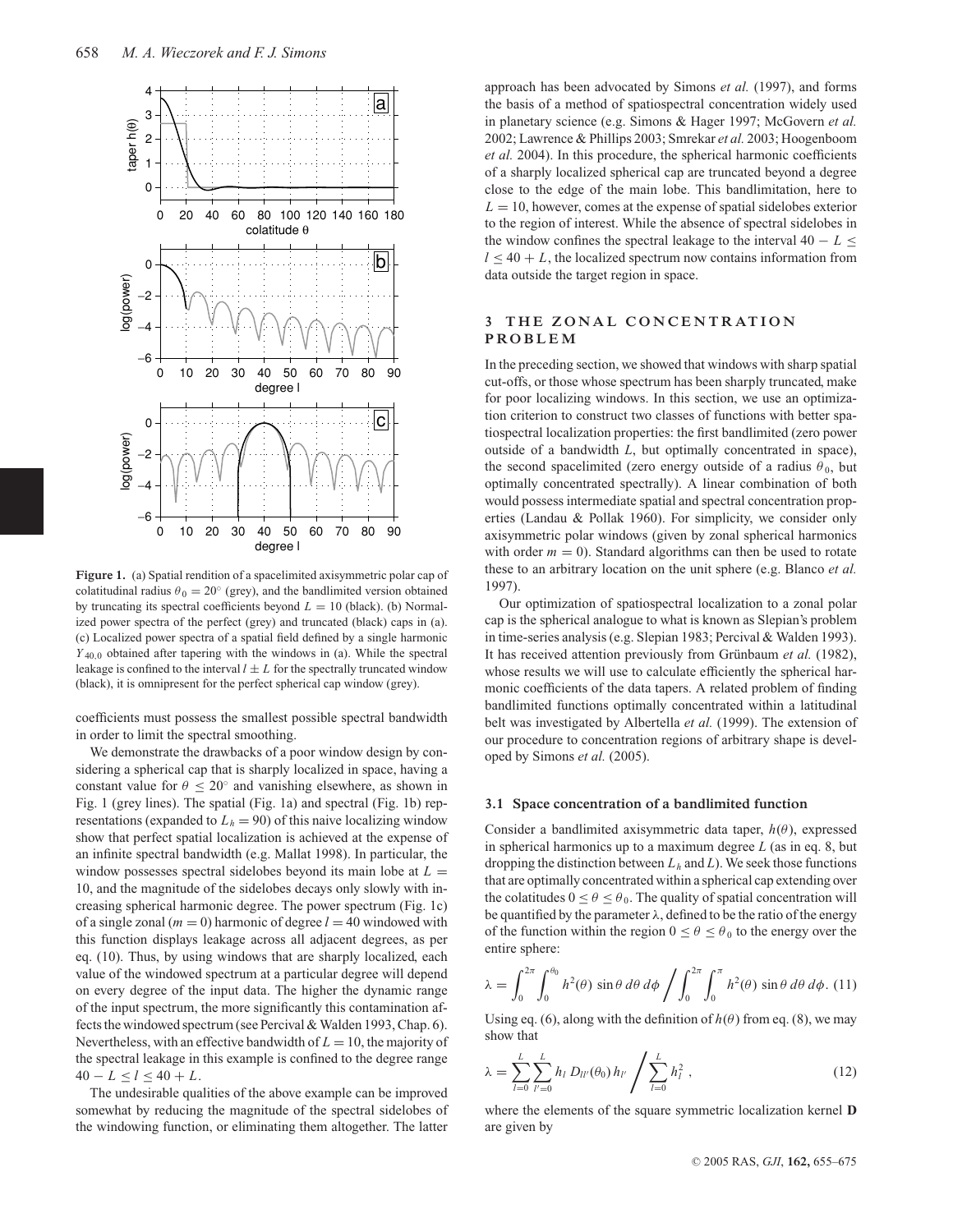**Figure 1.** (a) Spatial rendition of a spacelimited axisymmetric polar cap of colatitudinal radius $\theta_0 = 20°$ (grey), and the bandlimited version obtained by truncating its spectral coefficients beyond $L = 10$ (black). (b) Normalized power spectra of the perfect (grey) and truncated (black) caps in (a). (c) Localized power spectra of a spatial field defined by a single harmonic $Y_{40,0}$ obtained after tapering with the windows in (a). While the spectral leakage is confined to the interval $l \pm L$ for the spectrally truncated window (black), it is omnipresent for the perfect spherical cap window (grey).

coefficients must possess the smallest possible spectral bandwidth in order to limit the spectral smoothing.

We demonstrate the drawbacks of a poor window design by considering a spherical cap that is sharply localized in space, having a constant value for $\theta \leq 20°$ and vanishing elsewhere, as shown in Fig. 1 (grey lines). The spatial (Fig. 1a) and spectral (Fig. 1b) representations (expanded to $L_h = 90$) of this naive localizing window show that perfect spatial localization is achieved at the expense of an infinite spectral bandwidth (e.g. Mallat 1998). In particular, the window possesses spectral sidelobes beyond its main lobe at $L = 10$, and the magnitude of the sidelobes decays only slowly with increasing spherical harmonic degree. The power spectrum (Fig. 1c) of a single zonal ($m = 0$) harmonic of degree $l = 40$ windowed with this function displays leakage across all adjacent degrees, as per eq. (10). Thus, by using windows that are sharply localized, each value of the windowed spectrum at a particular degree will depend on every degree of the input data. The higher the dynamic range of the input spectrum, the more significantly this contamination affects the windowed spectrum (see Percival & Walden 1993, Chap. 6). Nevertheless, with an effective bandwidth of $L = 10$, the majority of the spectral leakage in this example is confined to the degree range $40 - L \leq l \leq 40 + L$.

The undesirable qualities of the above example can be improved somewhat by reducing the magnitude of the spectral sidelobes of the windowing function, or eliminating them altogether. The latter approach has been advocated by Simons *et al.* (1997), and forms the basis of a method of spatiospectral concentration widely used in planetary science (e.g. Simons & Hager 1997; McGovern *et al.* 2002; Lawrence & Phillips 2003; Smrekar *et al.* 2003; Hoogenboom *et al.* 2004). In this procedure, the spherical harmonic coefficients of a sharply localized spherical cap are truncated beyond a degree close to the edge of the main lobe. This bandlimitation, here to $L = 10$, however, comes at the expense of spatial sidelobes exterior to the region of interest. While the absence of spectral sidelobes in the window confines the spectral leakage to the interval $40 - L \leq l \leq 40 + L$, the localized spectrum now contains information from data outside the target region in space.

## 3 THE ZONAL CONCENTRATION PROBLEM

In the preceding section, we showed that windows with sharp spatial cut-offs, or those whose spectrum has been sharply truncated, make for poor localizing windows. In this section, we use an optimization criterion to construct two classes of functions with better spatiospectral localization properties: the first bandlimited (zero power outside of a bandwidth $L$, but optimally concentrated in space), the second spacelimited (zero energy outside of a radius $\theta_0$, but optimally concentrated spectrally). A linear combination of both would possess intermediate spatial and spectral concentration properties (Landau & Pollak 1960). For simplicity, we consider only axisymmetric polar windows (given by zonal spherical harmonics with order $m = 0$). Standard algorithms can then be used to rotate these to an arbitrary location on the unit sphere (e.g. Blanco *et al.* 1997).

Our optimization of spatiospectral localization to a zonal polar cap is the spherical analogue to what is known as Slepian's problem in time-series analysis (e.g. Slepian 1983; Percival & Walden 1993). It has received attention previously from Grünbaum *et al.* (1982), whose results we will use to calculate efficiently the spherical harmonic coefficients of the data tapers. A related problem of finding bandlimited functions optimally concentrated within a latitudinal belt was investigated by Albertella *et al.* (1999). The extension of our procedure to concentration regions of arbitrary shape is developed by Simons *et al.* (2005).

### 3.1 Space concentration of a bandlimited function

Consider a bandlimited axisymmetric data taper, $h(\theta)$, expressed in spherical harmonics up to a maximum degree $L$ (as in eq. 8, but dropping the distinction between $L_h$ and $L$). We seek those functions that are optimally concentrated within a spherical cap extending over the colatitudes $0 \leq \theta \leq \theta_0$. The quality of spatial concentration will be quantified by the parameter $\lambda$, defined to be the ratio of the energy of the function within the region $0 \leq \theta \leq \theta_0$ to the energy over the entire sphere:

$$\lambda = \int_0^{2\pi} \int_0^{\theta_0} h^2(\theta) \sin\theta \, d\theta \, d\phi \bigg/ \int_0^{2\pi} \int_0^{\pi} h^2(\theta) \sin\theta \, d\theta \, d\phi. \quad (11)$$

Using eq. (6), along with the definition of $h(\theta)$ from eq. (8), we may show that

$$\lambda = \sum_{l=0}^{L} \sum_{l'=0}^{L} h_l \, D_{ll'}(\theta_0) \, h_{l'} \bigg/ \sum_{l=0}^{L} h_l^2 \,, \quad (12)$$

where the elements of the square symmetric localization kernel $\mathbf{D}$ are given by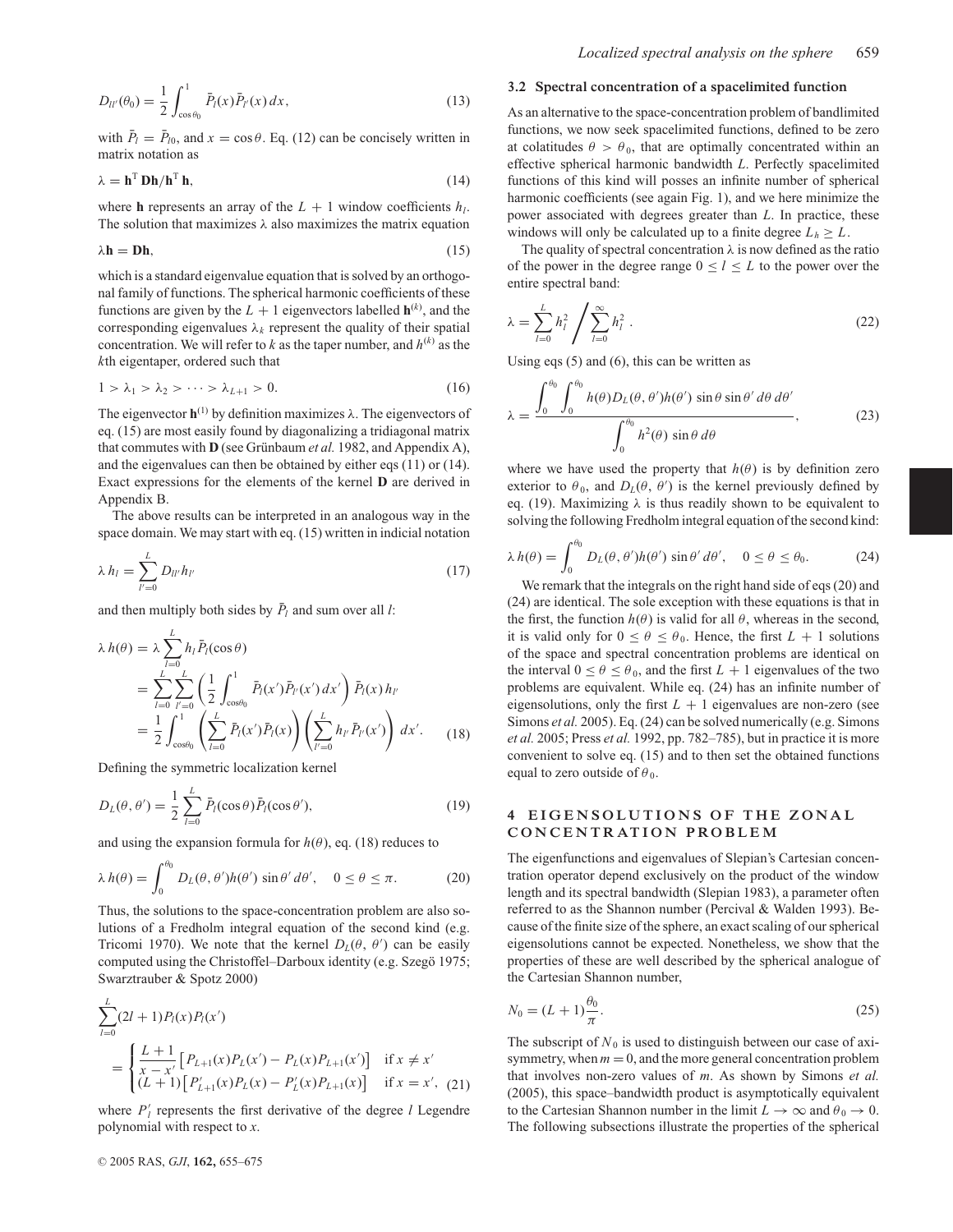$$D_{ll'}(\theta_0) = \frac{1}{2}\int_{\cos\theta_0}^{1} \bar{P}_l(x)\bar{P}_{l'}(x)\,dx, \tag{13}$$

with $\bar{P}_l = \bar{P}_{l0}$, and $x = \cos\theta$. Eq. (12) can be concisely written in matrix notation as

$$\lambda = \mathbf{h}^{\mathrm{T}}\,\mathbf{D}\mathbf{h}/\mathbf{h}^{\mathrm{T}}\,\mathbf{h}, \tag{14}$$

where $\mathbf{h}$ represents an array of the $L+1$ window coefficients $h_l$. The solution that maximizes $\lambda$ also maximizes the matrix equation

$$\lambda\mathbf{h} = \mathbf{D}\mathbf{h}, \tag{15}$$

which is a standard eigenvalue equation that is solved by an orthogonal family of functions. The spherical harmonic coefficients of these functions are given by the $L+1$ eigenvectors labelled $\mathbf{h}^{(k)}$, and the corresponding eigenvalues $\lambda_k$ represent the quality of their spatial concentration. We will refer to $k$ as the taper number, and $h^{(k)}$ as the $k$th eigentaper, ordered such that

$$1 > \lambda_1 > \lambda_2 > \cdots > \lambda_{L+1} > 0. \tag{16}$$

The eigenvector $\mathbf{h}^{(1)}$ by definition maximizes $\lambda$. The eigenvectors of eq. (15) are most easily found by diagonalizing a tridiagonal matrix that commutes with $\mathbf{D}$ (see Grünbaum *et al.* 1982, and Appendix A), and the eigenvalues can then be obtained by either eqs (11) or (14). Exact expressions for the elements of the kernel $\mathbf{D}$ are derived in Appendix B.

The above results can be interpreted in an analogous way in the space domain. We may start with eq. (15) written in indicial notation

$$\lambda\, h_l = \sum_{l'=0}^{L} D_{ll'} h_{l'} \tag{17}$$

and then multiply both sides by $\bar{P}_l$ and sum over all $l$:

$$\begin{aligned}
\lambda\, h(\theta) &= \lambda \sum_{l=0}^{L} h_l \bar{P}_l(\cos\theta) \\
&= \sum_{l=0}^{L}\sum_{l'=0}^{L}\left(\frac{1}{2}\int_{\cos\theta_0}^{1} \bar{P}_l(x')\bar{P}_{l'}(x')\,dx'\right)\bar{P}_l(x)\,h_{l'} \\
&= \frac{1}{2}\int_{\cos\theta_0}^{1}\left(\sum_{l=0}^{L}\bar{P}_l(x')\bar{P}_l(x)\right)\left(\sum_{l'=0}^{L} h_{l'}\,\bar{P}_{l'}(x')\right)dx'.
\end{aligned} \tag{18}$$

Defining the symmetric localization kernel

$$D_L(\theta, \theta') = \frac{1}{2}\sum_{l=0}^{L}\bar{P}_l(\cos\theta)\bar{P}_l(\cos\theta'), \tag{19}$$

and using the expansion formula for $h(\theta)$, eq. (18) reduces to

$$\lambda\, h(\theta) = \int_0^{\theta_0} D_L(\theta, \theta')h(\theta')\,\sin\theta'\,d\theta', \quad 0 \leq \theta \leq \pi. \tag{20}$$

Thus, the solutions to the space-concentration problem are also solutions of a Fredholm integral equation of the second kind (e.g. Tricomi 1970). We note that the kernel $D_L(\theta, \theta')$ can be easily computed using the Christoffel–Darboux identity (e.g. Szegö 1975; Swarztrauber & Spotz 2000)

$$\begin{aligned}
&\sum_{l=0}^{L}(2l+1)P_l(x)P_l(x') \\
&= \begin{cases} \dfrac{L+1}{x-x'}\left[P_{L+1}(x)P_L(x') - P_L(x)P_{L+1}(x')\right] & \text{if } x \neq x' \\ (L+1)\left[P'_{L+1}(x)P_L(x) - P'_L(x)P_{L+1}(x)\right] & \text{if } x = x', \end{cases}
\end{aligned} \tag{21}$$

where $P'_l$ represents the first derivative of the degree $l$ Legendre polynomial with respect to $x$.

### 3.2 Spectral concentration of a spacelimited function

As an alternative to the space-concentration problem of bandlimited functions, we now seek spacelimited functions, defined to be zero at colatitudes $\theta > \theta_0$, that are optimally concentrated within an effective spherical harmonic bandwidth $L$. Perfectly spacelimited functions of this kind will posses an infinite number of spherical harmonic coefficients (see again Fig. 1), and we here minimize the power associated with degrees greater than $L$. In practice, these windows will only be calculated up to a finite degree $L_h \geq L$.

The quality of spectral concentration $\lambda$ is now defined as the ratio of the power in the degree range $0 \leq l \leq L$ to the power over the entire spectral band:

$$\lambda = \sum_{l=0}^{L} h_l^2 \Bigg/ \sum_{l=0}^{\infty} h_l^2\ . \tag{22}$$

Using eqs (5) and (6), this can be written as

$$\lambda = \frac{\displaystyle\int_0^{\theta_0}\int_0^{\theta_0} h(\theta)D_L(\theta, \theta')h(\theta')\,\sin\theta\sin\theta'\,d\theta\,d\theta'}{\displaystyle\int_0^{\theta_0} h^2(\theta)\,\sin\theta\,d\theta}, \tag{23}$$

where we have used the property that $h(\theta)$ is by definition zero exterior to $\theta_0$, and $D_L(\theta, \theta')$ is the kernel previously defined by eq. (19). Maximizing $\lambda$ is thus readily shown to be equivalent to solving the following Fredholm integral equation of the second kind:

$$\lambda\, h(\theta) = \int_0^{\theta_0} D_L(\theta, \theta')h(\theta')\,\sin\theta'\,d\theta', \quad 0 \leq \theta \leq \theta_0. \tag{24}$$

We remark that the integrals on the right hand side of eqs (20) and (24) are identical. The sole exception with these equations is that in the first, the function $h(\theta)$ is valid for all $\theta$, whereas in the second, it is valid only for $0 \leq \theta \leq \theta_0$. Hence, the first $L+1$ solutions of the space and spectral concentration problems are identical on the interval $0 \leq \theta \leq \theta_0$, and the first $L+1$ eigenvalues of the two problems are equivalent. While eq. (24) has an infinite number of eigensolutions, only the first $L+1$ eigenvalues are non-zero (see Simons *et al.* 2005). Eq. (24) can be solved numerically (e.g. Simons *et al.* 2005; Press *et al.* 1992, pp. 782–785), but in practice it is more convenient to solve eq. (15) and to then set the obtained functions equal to zero outside of $\theta_0$.

## 4 EIGENSOLUTIONS OF THE ZONAL CONCENTRATION PROBLEM

The eigenfunctions and eigenvalues of Slepian's Cartesian concentration operator depend exclusively on the product of the window length and its spectral bandwidth (Slepian 1983), a parameter often referred to as the Shannon number (Percival & Walden 1993). Because of the finite size of the sphere, an exact scaling of our spherical eigensolutions cannot be expected. Nonetheless, we show that the properties of these are well described by the spherical analogue of the Cartesian Shannon number,

$$N_0 = (L+1)\frac{\theta_0}{\pi}. \tag{25}$$

The subscript of $N_0$ is used to distinguish between our case of axisymmetry, when $m = 0$, and the more general concentration problem that involves non-zero values of $m$. As shown by Simons *et al.* (2005), this space–bandwidth product is asymptotically equivalent to the Cartesian Shannon number in the limit $L \rightarrow \infty$ and $\theta_0 \rightarrow 0$. The following subsections illustrate the properties of the spherical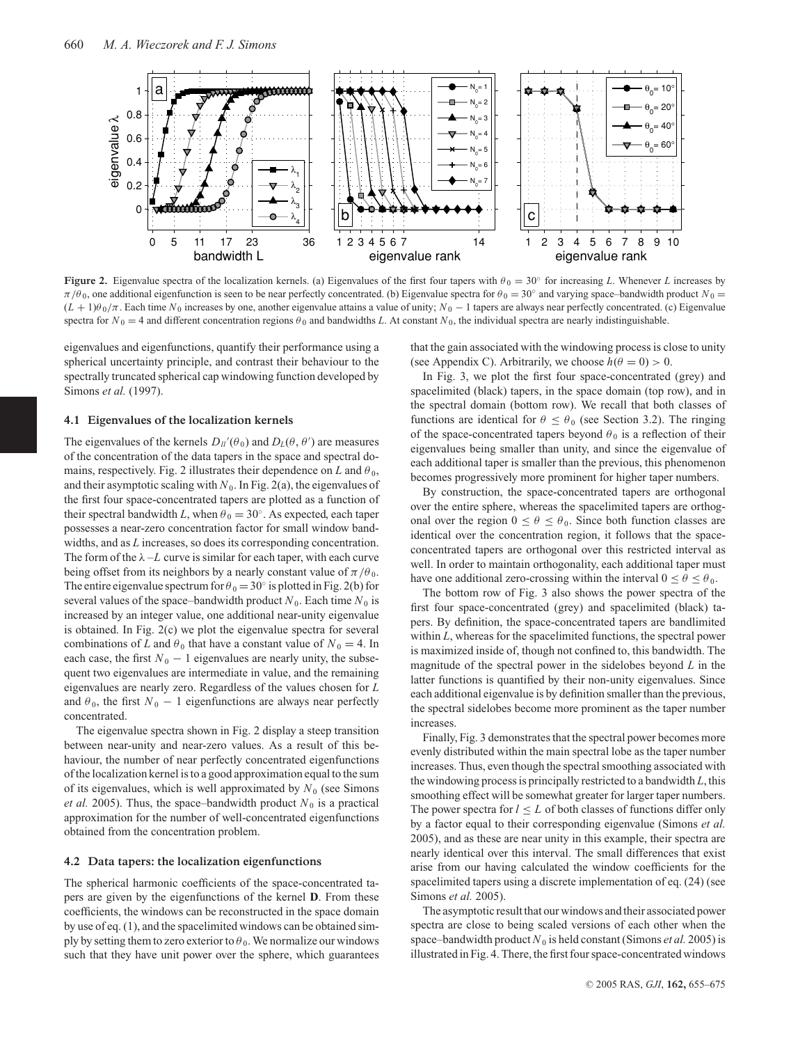**Figure 2.** Eigenvalue spectra of the localization kernels. (a) Eigenvalues of the first four tapers with $\theta_0 = 30°$ for increasing $L$. Whenever $L$ increases by $\pi/\theta_0$, one additional eigenfunction is seen to be near perfectly concentrated. (b) Eigenvalue spectra for $\theta_0 = 30°$ and varying space–bandwidth product $N_0 = (L+1)\theta_0/\pi$. Each time $N_0$ increases by one, another eigenvalue attains a value of unity; $N_0 - 1$ tapers are always near perfectly concentrated. (c) Eigenvalue spectra for $N_0 = 4$ and different concentration regions $\theta_0$ and bandwidths $L$. At constant $N_0$, the individual spectra are nearly indistinguishable.

eigenvalues and eigenfunctions, quantify their performance using a spherical uncertainty principle, and contrast their behaviour to the spectrally truncated spherical cap windowing function developed by Simons *et al.* (1997).

### 4.1 Eigenvalues of the localization kernels

The eigenvalues of the kernels $D_{ll'}(\theta_0)$ and $D_L(\theta, \theta')$ are measures of the concentration of the data tapers in the space and spectral domains, respectively. Fig. 2 illustrates their dependence on $L$ and $\theta_0$, and their asymptotic scaling with $N_0$. In Fig. 2(a), the eigenvalues of the first four space-concentrated tapers are plotted as a function of their spectral bandwidth $L$, when $\theta_0 = 30°$. As expected, each taper possesses a near-zero concentration factor for small window bandwidths, and as $L$ increases, so does its corresponding concentration. The form of the $\lambda$–$L$ curve is similar for each taper, with each curve being offset from its neighbors by a nearly constant value of $\pi/\theta_0$. The entire eigenvalue spectrum for $\theta_0 = 30°$ is plotted in Fig. 2(b) for several values of the space–bandwidth product $N_0$. Each time $N_0$ is increased by an integer value, one additional near-unity eigenvalue is obtained. In Fig. 2(c) we plot the eigenvalue spectra for several combinations of $L$ and $\theta_0$ that have a constant value of $N_0 = 4$. In each case, the first $N_0 - 1$ eigenvalues are nearly unity, the subsequent two eigenvalues are intermediate in value, and the remaining eigenvalues are nearly zero. Regardless of the values chosen for $L$ and $\theta_0$, the first $N_0 - 1$ eigenfunctions are always near perfectly concentrated.

The eigenvalue spectra shown in Fig. 2 display a steep transition between near-unity and near-zero values. As a result of this behaviour, the number of near perfectly concentrated eigenfunctions of the localization kernel is to a good approximation equal to the sum of its eigenvalues, which is well approximated by $N_0$ (see Simons *et al.* 2005). Thus, the space–bandwidth product $N_0$ is a practical approximation for the number of well-concentrated eigenfunctions obtained from the concentration problem.

### 4.2 Data tapers: the localization eigenfunctions

The spherical harmonic coefficients of the space-concentrated tapers are given by the eigenfunctions of the kernel **D**. From these coefficients, the windows can be reconstructed in the space domain by use of eq. (1), and the spacelimited windows can be obtained simply by setting them to zero exterior to $\theta_0$. We normalize our windows such that they have unit power over the sphere, which guarantees that the gain associated with the windowing process is close to unity (see Appendix C). Arbitrarily, we choose $h(\theta = 0) > 0$.

In Fig. 3, we plot the first four space-concentrated (grey) and spacelimited (black) tapers, in the space domain (top row), and in the spectral domain (bottom row). We recall that both classes of functions are identical for $\theta \le \theta_0$ (see Section 3.2). The ringing of the space-concentrated tapers beyond $\theta_0$ is a reflection of their eigenvalues being smaller than unity, and since the eigenvalue of each additional taper is smaller than the previous, this phenomenon becomes progressively more prominent for higher taper numbers.

By construction, the space-concentrated tapers are orthogonal over the entire sphere, whereas the spacelimited tapers are orthogonal over the region $0 \le \theta \le \theta_0$. Since both function classes are identical over the concentration region, it follows that the space-concentrated tapers are orthogonal over this restricted interval as well. In order to maintain orthogonality, each additional taper must have one additional zero-crossing within the interval $0 \le \theta \le \theta_0$.

The bottom row of Fig. 3 also shows the power spectra of the first four space-concentrated (grey) and spacelimited (black) tapers. By definition, the space-concentrated tapers are bandlimited within $L$, whereas for the spacelimited functions, the spectral power is maximized inside of, though not confined to, this bandwidth. The magnitude of the spectral power in the sidelobes beyond $L$ in the latter functions is quantified by their non-unity eigenvalues. Since each additional eigenvalue is by definition smaller than the previous, the spectral sidelobes become more prominent as the taper number increases.

Finally, Fig. 3 demonstrates that the spectral power becomes more evenly distributed within the main spectral lobe as the taper number increases. Thus, even though the spectral smoothing associated with the windowing process is principally restricted to a bandwidth $L$, this smoothing effect will be somewhat greater for larger taper numbers. The power spectra for $l \le L$ of both classes of functions differ only by a factor equal to their corresponding eigenvalue (Simons *et al.* 2005), and as these are near unity in this example, their spectra are nearly identical over this interval. The small differences that exist arise from our having calculated the window coefficients for the spacelimited tapers using a discrete implementation of eq. (24) (see Simons *et al.* 2005).

The asymptotic result that our windows and their associated power spectra are close to being scaled versions of each other when the space–bandwidth product $N_0$ is held constant (Simons *et al.* 2005) is illustrated in Fig. 4. There, the first four space-concentrated windows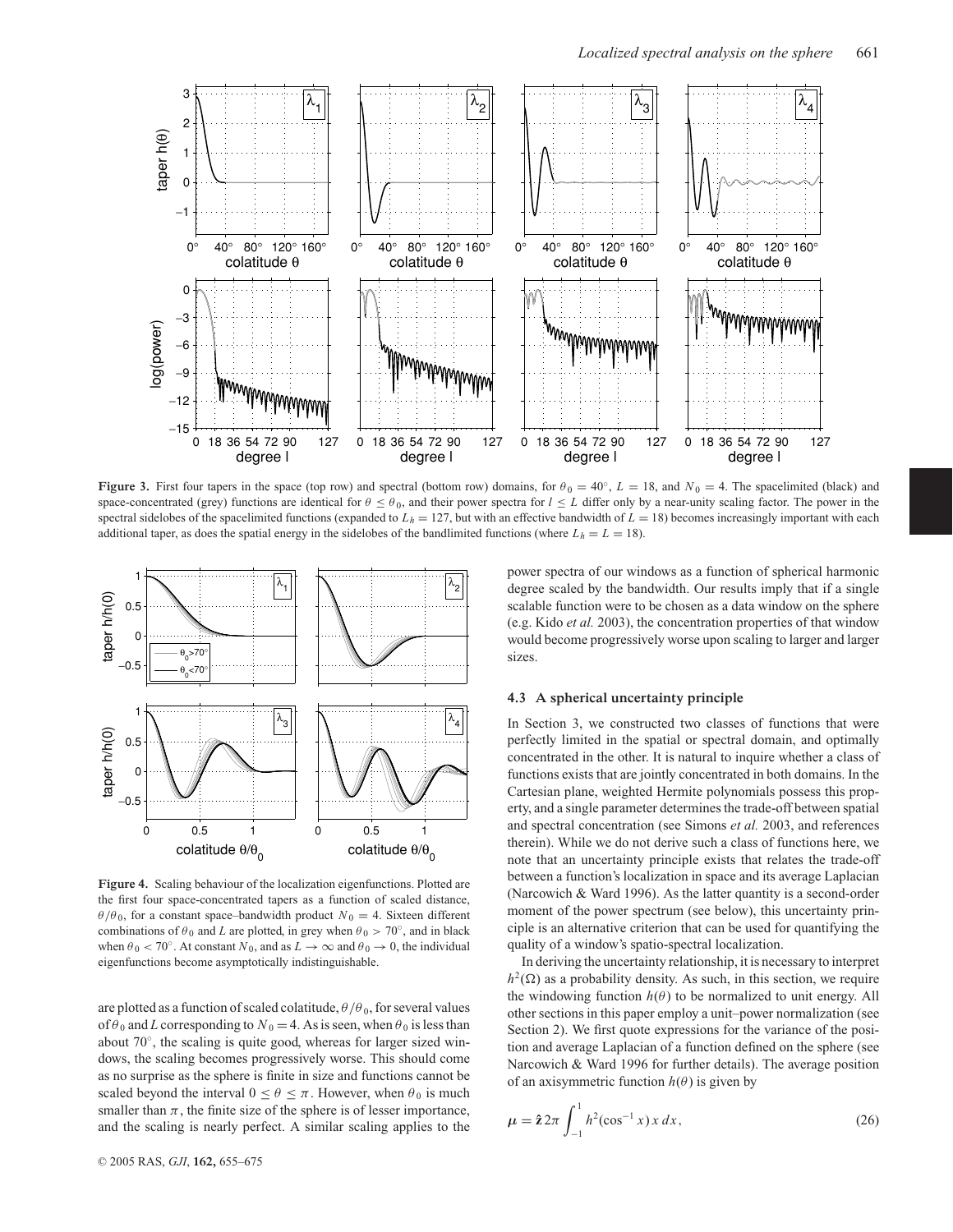**Figure 3.** First four tapers in the space (top row) and spectral (bottom row) domains, for $\theta_0 = 40^\circ$, $L = 18$, and $N_0 = 4$. The spacelimited (black) and space-concentrated (grey) functions are identical for $\theta \leq \theta_0$, and their power spectra for $l \leq L$ differ only by a near-unity scaling factor. The power in the spectral sidelobes of the spacelimited functions (expanded to $L_h = 127$, but with an effective bandwidth of $L = 18$) becomes increasingly important with each additional taper, as does the spatial energy in the sidelobes of the bandlimited functions (where $L_h = L = 18$).

**Figure 4.** Scaling behaviour of the localization eigenfunctions. Plotted are the first four space-concentrated tapers as a function of scaled distance, $\theta/\theta_0$, for a constant space–bandwidth product $N_0 = 4$. Sixteen different combinations of $\theta_0$ and $L$ are plotted, in grey when $\theta_0 > 70^\circ$, and in black when $\theta_0 < 70^\circ$. At constant $N_0$, and as $L \to \infty$ and $\theta_0 \to 0$, the individual eigenfunctions become asymptotically indistinguishable.

are plotted as a function of scaled colatitude, $\theta/\theta_0$, for several values of $\theta_0$ and $L$ corresponding to $N_0 = 4$. As is seen, when $\theta_0$ is less than about 70°, the scaling is quite good, whereas for larger sized windows, the scaling becomes progressively worse. This should come as no surprise as the sphere is finite in size and functions cannot be scaled beyond the interval $0 \leq \theta \leq \pi$. However, when $\theta_0$ is much smaller than $\pi$, the finite size of the sphere is of lesser importance, and the scaling is nearly perfect. A similar scaling applies to the power spectra of our windows as a function of spherical harmonic degree scaled by the bandwidth. Our results imply that if a single scalable function were to be chosen as a data window on the sphere (e.g. Kido *et al.* 2003), the concentration properties of that window would become progressively worse upon scaling to larger and larger sizes.

### 4.3 A spherical uncertainty principle

In Section 3, we constructed two classes of functions that were perfectly limited in the spatial or spectral domain, and optimally concentrated in the other. It is natural to inquire whether a class of functions exists that are jointly concentrated in both domains. In the Cartesian plane, weighted Hermite polynomials possess this property, and a single parameter determines the trade-off between spatial and spectral concentration (see Simons *et al.* 2003, and references therein). While we do not derive such a class of functions here, we note that an uncertainty principle exists that relates the trade-off between a function's localization in space and its average Laplacian (Narcowich & Ward 1996). As the latter quantity is a second-order moment of the power spectrum (see below), this uncertainty principle is an alternative criterion that can be used for quantifying the quality of a window's spatio-spectral localization.

In deriving the uncertainty relationship, it is necessary to interpret $h^2(\Omega)$ as a probability density. As such, in this section, we require the windowing function $h(\theta)$ to be normalized to unit energy. All other sections in this paper employ a unit–power normalization (see Section 2). We first quote expressions for the variance of the position and average Laplacian of a function defined on the sphere (see Narcowich & Ward 1996 for further details). The average position of an axisymmetric function $h(\theta)$ is given by

$$\boldsymbol{\mu} = \hat{\mathbf{z}}\, 2\pi \int_{-1}^{1} h^2(\cos^{-1} x)\, x\, dx, \tag{26}$$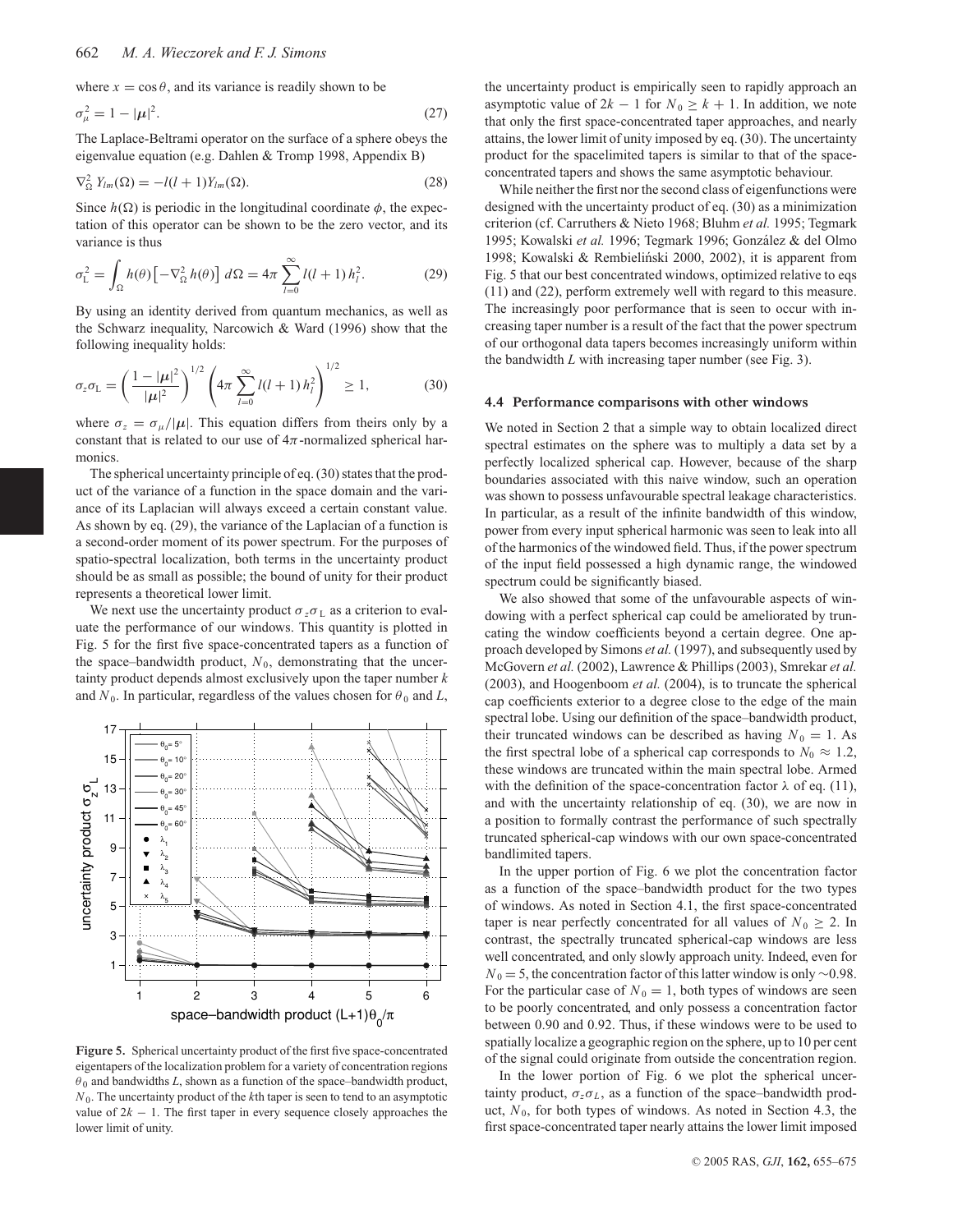where $x = \cos\theta$, and its variance is readily shown to be

$$\sigma_\mu^2 = 1 - |\boldsymbol{\mu}|^2. \tag{27}$$

The Laplace-Beltrami operator on the surface of a sphere obeys the eigenvalue equation (e.g. Dahlen & Tromp 1998, Appendix B)

$$\nabla_\Omega^2 Y_{lm}(\Omega) = -l(l+1) Y_{lm}(\Omega). \tag{28}$$

Since $h(\Omega)$ is periodic in the longitudinal coordinate $\phi$, the expectation of this operator can be shown to be the zero vector, and its variance is thus

$$\sigma_L^2 = \int_\Omega h(\theta)\left[-\nabla_\Omega^2 h(\theta)\right] d\Omega = 4\pi \sum_{l=0}^{\infty} l(l+1)\, h_l^2. \tag{29}$$

By using an identity derived from quantum mechanics, as well as the Schwarz inequality, Narcowich & Ward (1996) show that the following inequality holds:

$$\sigma_z \sigma_L = \left(\frac{1-|\boldsymbol{\mu}|^2}{|\boldsymbol{\mu}|^2}\right)^{1/2} \left(4\pi \sum_{l=0}^{\infty} l(l+1)\, h_l^2\right)^{1/2} \geq 1, \tag{30}$$

where $\sigma_z = \sigma_\mu / |\boldsymbol{\mu}|$. This equation differs from theirs only by a constant that is related to our use of $4\pi$-normalized spherical harmonics.

The spherical uncertainty principle of eq. (30) states that the product of the variance of a function in the space domain and the variance of its Laplacian will always exceed a certain constant value. As shown by eq. (29), the variance of the Laplacian of a function is a second-order moment of its power spectrum. For the purposes of spatio-spectral localization, both terms in the uncertainty product should be as small as possible; the bound of unity for their product represents a theoretical lower limit.

We next use the uncertainty product $\sigma_z \sigma_L$ as a criterion to evaluate the performance of our windows. This quantity is plotted in Fig. 5 for the first five space-concentrated tapers as a function of the space–bandwidth product, $N_0$, demonstrating that the uncertainty product depends almost exclusively upon the taper number $k$ and $N_0$. In particular, regardless of the values chosen for $\theta_0$ and $L$, the uncertainty product is empirically seen to rapidly approach an asymptotic value of $2k - 1$ for $N_0 \geq k + 1$. In addition, we note that only the first space-concentrated taper approaches, and nearly attains, the lower limit of unity imposed by eq. (30). The uncertainty product for the spacelimited tapers is similar to that of the space-concentrated tapers and shows the same asymptotic behaviour.

**Figure 5.** Spherical uncertainty product of the first five space-concentrated eigentapers of the localization problem for a variety of concentration regions $\theta_0$ and bandwidths $L$, shown as a function of the space–bandwidth product, $N_0$. The uncertainty product of the $k$th taper is seen to tend to an asymptotic value of $2k - 1$. The first taper in every sequence closely approaches the lower limit of unity.

While neither the first nor the second class of eigenfunctions were designed with the uncertainty product of eq. (30) as a minimization criterion (cf. Carruthers & Nieto 1968; Bluhm *et al.* 1995; Tegmark 1995; Kowalski *et al.* 1996; Tegmark 1996; González & del Olmo 1998; Kowalski & Rembieliński 2000, 2002), it is apparent from Fig. 5 that our best concentrated windows, optimized relative to eqs (11) and (22), perform extremely well with regard to this measure. The increasingly poor performance that is seen to occur with increasing taper number is a result of the fact that the power spectrum of our orthogonal data tapers becomes increasingly uniform within the bandwidth $L$ with increasing taper number (see Fig. 3).

### 4.4 Performance comparisons with other windows

We noted in Section 2 that a simple way to obtain localized direct spectral estimates on the sphere was to multiply a data set by a perfectly localized spherical cap. However, because of the sharp boundaries associated with this naive window, such an operation was shown to possess unfavourable spectral leakage characteristics. In particular, as a result of the infinite bandwidth of this window, power from every input spherical harmonic was seen to leak into all of the harmonics of the windowed field. Thus, if the power spectrum of the input field possessed a high dynamic range, the windowed spectrum could be significantly biased.

We also showed that some of the unfavourable aspects of windowing with a perfect spherical cap could be ameliorated by truncating the window coefficients beyond a certain degree. One approach developed by Simons *et al.* (1997), and subsequently used by McGovern *et al.* (2002), Lawrence & Phillips (2003), Smrekar *et al.* (2003), and Hoogenboom *et al.* (2004), is to truncate the spherical cap coefficients exterior to a degree close to the edge of the main spectral lobe. Using our definition of the space–bandwidth product, their truncated windows can be described as having $N_0 = 1$. As the first spectral lobe of a spherical cap corresponds to $N_0 \approx 1.2$, these windows are truncated within the main spectral lobe. Armed with the definition of the space-concentration factor $\lambda$ of eq. (11), and with the uncertainty relationship of eq. (30), we are now in a position to formally contrast the performance of such spectrally truncated spherical-cap windows with our own space-concentrated bandlimited tapers.

In the upper portion of Fig. 6 we plot the concentration factor as a function of the space–bandwidth product for the two types of windows. As noted in Section 4.1, the first space-concentrated taper is near perfectly concentrated for all values of $N_0 \geq 2$. In contrast, the spectrally truncated spherical-cap windows are less well concentrated, and only slowly approach unity. Indeed, even for $N_0 = 5$, the concentration factor of this latter window is only ~0.98. For the particular case of $N_0 = 1$, both types of windows are seen to be poorly concentrated, and only possess a concentration factor between 0.90 and 0.92. Thus, if these windows were to be used to spatially localize a geographic region on the sphere, up to 10 per cent of the signal could originate from outside the concentration region.

In the lower portion of Fig. 6 we plot the spherical uncertainty product, $\sigma_z \sigma_L$, as a function of the space–bandwidth product, $N_0$, for both types of windows. As noted in Section 4.3, the first space-concentrated taper nearly attains the lower limit imposed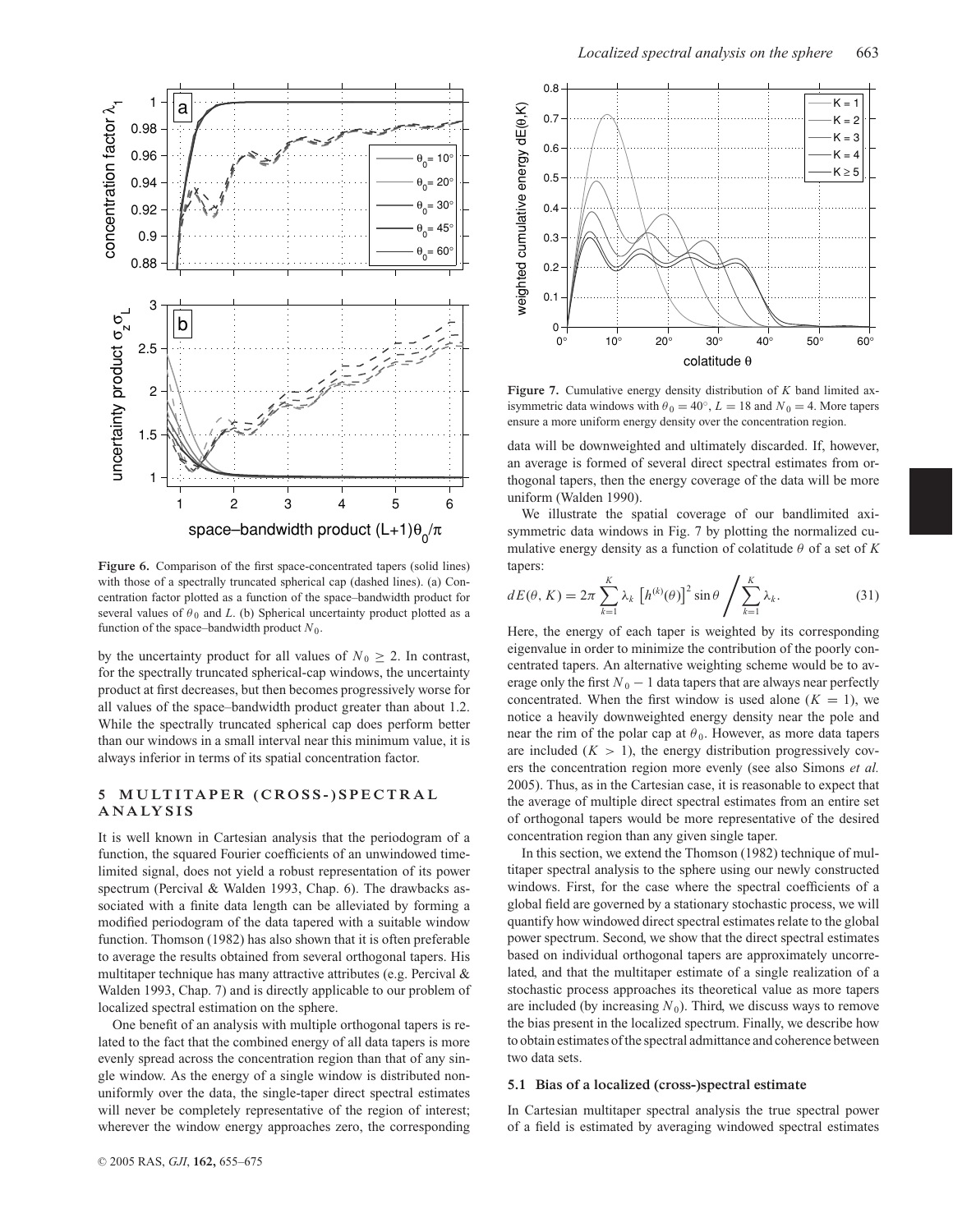**Figure 6.** Comparison of the first space-concentrated tapers (solid lines) with those of a spectrally truncated spherical cap (dashed lines). (a) Concentration factor plotted as a function of the space–bandwidth product for several values of $\theta_0$ and $L$. (b) Spherical uncertainty product plotted as a function of the space–bandwidth product $N_0$.

by the uncertainty product for all values of $N_0 \geq 2$. In contrast, for the spectrally truncated spherical-cap windows, the uncertainty product at first decreases, but then becomes progressively worse for all values of the space–bandwidth product greater than about 1.2. While the spectrally truncated spherical cap does perform better than our windows in a small interval near this minimum value, it is always inferior in terms of its spatial concentration factor.

## 5 MULTITAPER (CROSS-)SPECTRAL ANALYSIS

It is well known in Cartesian analysis that the periodogram of a function, the squared Fourier coefficients of an unwindowed time-limited signal, does not yield a robust representation of its power spectrum (Percival & Walden 1993, Chap. 6). The drawbacks associated with a finite data length can be alleviated by forming a modified periodogram of the data tapered with a suitable window function. Thomson (1982) has also shown that it is often preferable to average the results obtained from several orthogonal tapers. His multitaper technique has many attractive attributes (e.g. Percival & Walden 1993, Chap. 7) and is directly applicable to our problem of localized spectral estimation on the sphere.

One benefit of an analysis with multiple orthogonal tapers is related to the fact that the combined energy of all data tapers is more evenly spread across the concentration region than that of any single window. As the energy of a single window is distributed nonuniformly over the data, the single-taper direct spectral estimates will never be completely representative of the region of interest; wherever the window energy approaches zero, the corresponding data will be downweighted and ultimately discarded. If, however, an average is formed of several direct spectral estimates from orthogonal tapers, then the energy coverage of the data will be more uniform (Walden 1990).

**Figure 7.** Cumulative energy density distribution of $K$ band limited axisymmetric data windows with $\theta_0 = 40°$, $L = 18$ and $N_0 = 4$. More tapers ensure a more uniform energy density over the concentration region.

We illustrate the spatial coverage of our bandlimited axisymmetric data windows in Fig. 7 by plotting the normalized cumulative energy density as a function of colatitude $\theta$ of a set of $K$ tapers:

$$dE(\theta, K) = 2\pi \sum_{k=1}^{K} \lambda_k \left[h^{(k)}(\theta)\right]^2 \sin\theta \bigg/ \sum_{k=1}^{K} \lambda_k. \tag{31}$$

Here, the energy of each taper is weighted by its corresponding eigenvalue in order to minimize the contribution of the poorly concentrated tapers. An alternative weighting scheme would be to average only the first $N_0 - 1$ data tapers that are always near perfectly concentrated. When the first window is used alone ($K = 1$), we notice a heavily downweighted energy density near the pole and near the rim of the polar cap at $\theta_0$. However, as more data tapers are included ($K > 1$), the energy distribution progressively covers the concentration region more evenly (see also Simons *et al.* 2005). Thus, as in the Cartesian case, it is reasonable to expect that the average of multiple direct spectral estimates from an entire set of orthogonal tapers would be more representative of the desired concentration region than any given single taper.

In this section, we extend the Thomson (1982) technique of multitaper spectral analysis to the sphere using our newly constructed windows. First, for the case where the spectral coefficients of a global field are governed by a stationary stochastic process, we will quantify how windowed direct spectral estimates relate to the global power spectrum. Second, we show that the direct spectral estimates based on individual orthogonal tapers are approximately uncorrelated, and that the multitaper estimate of a single realization of a stochastic process approaches its theoretical value as more tapers are included (by increasing $N_0$). Third, we discuss ways to remove the bias present in the localized spectrum. Finally, we describe how to obtain estimates of the spectral admittance and coherence between two data sets.

### 5.1 Bias of a localized (cross-)spectral estimate

In Cartesian multitaper spectral analysis the true spectral power of a field is estimated by averaging windowed spectral estimates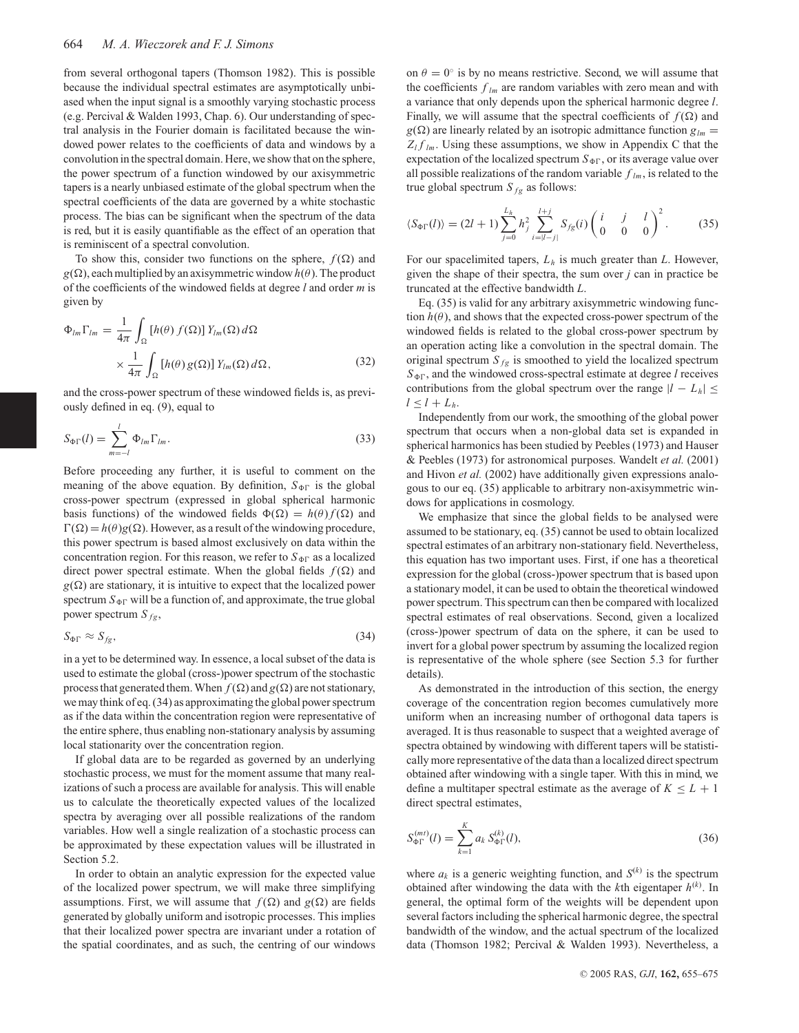from several orthogonal tapers (Thomson 1982). This is possible because the individual spectral estimates are asymptotically unbiased when the input signal is a smoothly varying stochastic process (e.g. Percival & Walden 1993, Chap. 6). Our understanding of spectral analysis in the Fourier domain is facilitated because the windowed power relates to the coefficients of data and windows by a convolution in the spectral domain. Here, we show that on the sphere, the power spectrum of a function windowed by our axisymmetric tapers is a nearly unbiased estimate of the global spectrum when the spectral coefficients of the data are governed by a white stochastic process. The bias can be significant when the spectrum of the data is red, but it is easily quantifiable as the effect of an operation that is reminiscent of a spectral convolution.

To show this, consider two functions on the sphere, $f(\Omega)$ and $g(\Omega)$, each multiplied by an axisymmetric window $h(\theta)$. The product of the coefficients of the windowed fields at degree $l$ and order $m$ is given by

$$\Phi_{lm}\Gamma_{lm} = \frac{1}{4\pi}\int_\Omega [h(\theta)\, f(\Omega)]\, Y_{lm}(\Omega)\, d\Omega \times \frac{1}{4\pi}\int_\Omega [h(\theta)\, g(\Omega)]\, Y_{lm}(\Omega)\, d\Omega, \tag{32}$$

and the cross-power spectrum of these windowed fields is, as previously defined in eq. (9), equal to

$$S_{\Phi\Gamma}(l) = \sum_{m=-l}^{l} \Phi_{lm}\Gamma_{lm}. \tag{33}$$

Before proceeding any further, it is useful to comment on the meaning of the above equation. By definition, $S_{\Phi\Gamma}$ is the global cross-power spectrum (expressed in global spherical harmonic basis functions) of the windowed fields $\Phi(\Omega) = h(\theta) f(\Omega)$ and $\Gamma(\Omega) = h(\theta) g(\Omega)$. However, as a result of the windowing procedure, this power spectrum is based almost exclusively on data within the concentration region. For this reason, we refer to $S_{\Phi\Gamma}$ as a localized direct power spectral estimate. When the global fields $f(\Omega)$ and $g(\Omega)$ are stationary, it is intuitive to expect that the localized power spectrum $S_{\Phi\Gamma}$ will be a function of, and approximate, the true global power spectrum $S_{fg}$,

$$S_{\Phi\Gamma} \approx S_{fg}, \tag{34}$$

in a yet to be determined way. In essence, a local subset of the data is used to estimate the global (cross-)power spectrum of the stochastic process that generated them. When $f(\Omega)$ and $g(\Omega)$ are not stationary, we may think of eq. (34) as approximating the global power spectrum as if the data within the concentration region were representative of the entire sphere, thus enabling non-stationary analysis by assuming local stationarity over the concentration region.

If global data are to be regarded as governed by an underlying stochastic process, we must for the moment assume that many realizations of such a process are available for analysis. This will enable us to calculate the theoretically expected values of the localized spectra by averaging over all possible realizations of the random variables. How well a single realization of a stochastic process can be approximated by these expectation values will be illustrated in Section 5.2.

In order to obtain an analytic expression for the expected value of the localized power spectrum, we will make three simplifying assumptions. First, we will assume that $f(\Omega)$ and $g(\Omega)$ are fields generated by globally uniform and isotropic processes. This implies that their localized power spectra are invariant under a rotation of the spatial coordinates, and as such, the centring of our windows on $\theta = 0°$ is by no means restrictive. Second, we will assume that the coefficients $f_{lm}$ are random variables with zero mean and with a variance that only depends upon the spherical harmonic degree $l$. Finally, we will assume that the spectral coefficients of $f(\Omega)$ and $g(\Omega)$ are linearly related by an isotropic admittance function $g_{lm} = Z_l f_{lm}$. Using these assumptions, we show in Appendix C that the expectation of the localized spectrum $S_{\Phi\Gamma}$, or its average value over all possible realizations of the random variable $f_{lm}$, is related to the true global spectrum $S_{fg}$ as follows:

$$\langle S_{\Phi\Gamma}(l)\rangle = (2l+1)\sum_{j=0}^{L_h} h_j^2 \sum_{i=|l-j|}^{l+j} S_{fg}(i) \begin{pmatrix} i & j & l \\ 0 & 0 & 0 \end{pmatrix}^2. \tag{35}$$

For our spacelimited tapers, $L_h$ is much greater than $L$. However, given the shape of their spectra, the sum over $j$ can in practice be truncated at the effective bandwidth $L$.

Eq. (35) is valid for any arbitrary axisymmetric windowing function $h(\theta)$, and shows that the expected cross-power spectrum of the windowed fields is related to the global cross-power spectrum by an operation acting like a convolution in the spectral domain. The original spectrum $S_{fg}$ is smoothed to yield the localized spectrum $S_{\Phi\Gamma}$, and the windowed cross-spectral estimate at degree $l$ receives contributions from the global spectrum over the range $|l - L_h| \le l \le l + L_h$.

Independently from our work, the smoothing of the global power spectrum that occurs when a non-global data set is expanded in spherical harmonics has been studied by Peebles (1973) and Hauser & Peebles (1973) for astronomical purposes. Wandelt *et al.* (2001) and Hivon *et al.* (2002) have additionally given expressions analogous to our eq. (35) applicable to arbitrary non-axisymmetric windows for applications in cosmology.

We emphasize that since the global fields to be analysed were assumed to be stationary, eq. (35) cannot be used to obtain localized spectral estimates of an arbitrary non-stationary field. Nevertheless, this equation has two important uses. First, if one has a theoretical expression for the global (cross-)power spectrum that is based upon a stationary model, it can be used to obtain the theoretical windowed power spectrum. This spectrum can then be compared with localized spectral estimates of real observations. Second, given a localized (cross-)power spectrum of data on the sphere, it can be used to invert for a global power spectrum by assuming the localized region is representative of the whole sphere (see Section 5.3 for further details).

As demonstrated in the introduction of this section, the energy coverage of the concentration region becomes cumulatively more uniform when an increasing number of orthogonal data tapers is averaged. It is thus reasonable to suspect that a weighted average of spectra obtained by windowing with different tapers will be statistically more representative of the data than a localized direct spectrum obtained after windowing with a single taper. With this in mind, we define a multitaper spectral estimate as the average of $K \le L + 1$ direct spectral estimates,

$$S_{\Phi\Gamma}^{(mt)}(l) = \sum_{k=1}^{K} a_k\, S_{\Phi\Gamma}^{(k)}(l), \tag{36}$$

where $a_k$ is a generic weighting function, and $S^{(k)}$ is the spectrum obtained after windowing the data with the $k$th eigentaper $h^{(k)}$. In general, the optimal form of the weights will be dependent upon several factors including the spherical harmonic degree, the spectral bandwidth of the window, and the actual spectrum of the localized data (Thomson 1982; Percival & Walden 1993). Nevertheless, a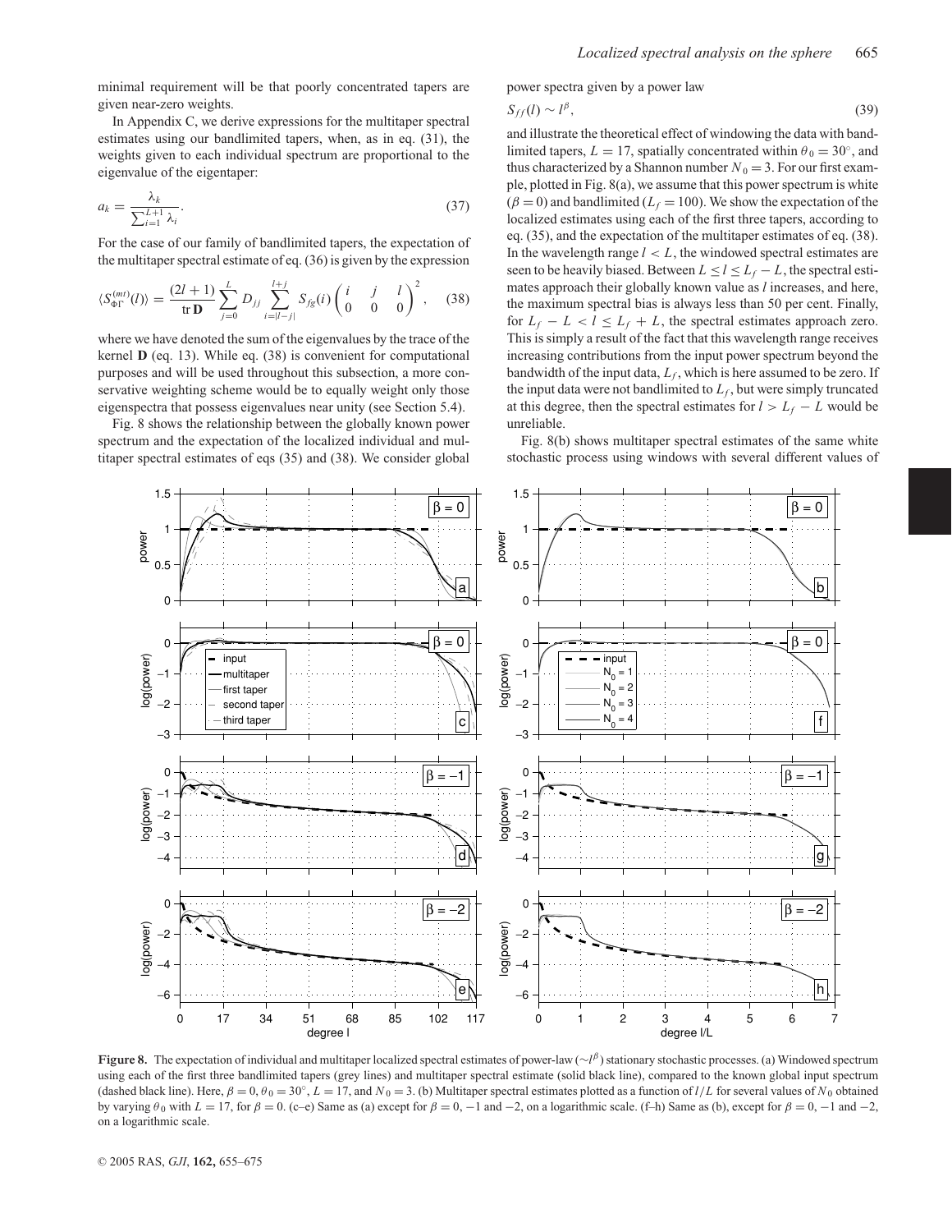minimal requirement will be that poorly concentrated tapers are given near-zero weights.

In Appendix C, we derive expressions for the multitaper spectral estimates using our bandlimited tapers, when, as in eq. (31), the weights given to each individual spectrum are proportional to the eigenvalue of the eigentaper:

$$a_k = \frac{\lambda_k}{\sum_{i=1}^{L+1} \lambda_i}. \tag{37}$$

For the case of our family of bandlimited tapers, the expectation of the multitaper spectral estimate of eq. (36) is given by the expression

$$\langle S_{\Phi\Gamma}^{(mt)}(l) \rangle = \frac{(2l+1)}{\operatorname{tr} \mathbf{D}} \sum_{j=0}^{L} D_{jj} \sum_{i=|l-j|}^{l+j} S_{fg}(i) \begin{pmatrix} i & j & l \\ 0 & 0 & 0 \end{pmatrix}^2, \tag{38}$$

where we have denoted the sum of the eigenvalues by the trace of the kernel $\mathbf{D}$ (eq. 13). While eq. (38) is convenient for computational purposes and will be used throughout this subsection, a more conservative weighting scheme would be to equally weight only those eigenspectra that possess eigenvalues near unity (see Section 5.4).

Fig. 8 shows the relationship between the globally known power spectrum and the expectation of the localized individual and multitaper spectral estimates of eqs (35) and (38). We consider global power spectra given by a power law

$$S_{ff}(l) \sim l^{\beta}, \tag{39}$$

and illustrate the theoretical effect of windowing the data with bandlimited tapers, $L = 17$, spatially concentrated within $\theta_0 = 30^\circ$, and thus characterized by a Shannon number $N_0 = 3$. For our first example, plotted in Fig. 8(a), we assume that this power spectrum is white ($\beta = 0$) and bandlimited ($L_f = 100$). We show the expectation of the localized estimates using each of the first three tapers, according to eq. (35), and the expectation of the multitaper estimates of eq. (38). In the wavelength range $l < L$, the windowed spectral estimates are seen to be heavily biased. Between $L \le l \le L_f - L$, the spectral estimates approach their globally known value as $l$ increases, and here, the maximum spectral bias is always less than 50 per cent. Finally, for $L_f - L < l \le L_f + L$, the spectral estimates approach zero. This is simply a result of the fact that this wavelength range receives increasing contributions from the input power spectrum beyond the bandwidth of the input data, $L_f$, which is here assumed to be zero. If the input data were not bandlimited to $L_f$, but were simply truncated at this degree, then the spectral estimates for $l > L_f - L$ would be unreliable.

Fig. 8(b) shows multitaper spectral estimates of the same white stochastic process using windows with several different values of

**Figure 8.** The expectation of individual and multitaper localized spectral estimates of power-law ($\sim l^{\beta}$) stationary stochastic processes. (a) Windowed spectrum using each of the first three bandlimited tapers (grey lines) and multitaper spectral estimate (solid black line), compared to the known global input spectrum (dashed black line). Here, $\beta = 0$, $\theta_0 = 30^\circ$, $L = 17$, and $N_0 = 3$. (b) Multitaper spectral estimates plotted as a function of $l/L$ for several values of $N_0$ obtained by varying $\theta_0$ with $L = 17$, for $\beta = 0$. (c–e) Same as (a) except for $\beta = 0$, $-1$ and $-2$, on a logarithmic scale. (f–h) Same as (b), except for $\beta = 0$, $-1$ and $-2$, on a logarithmic scale.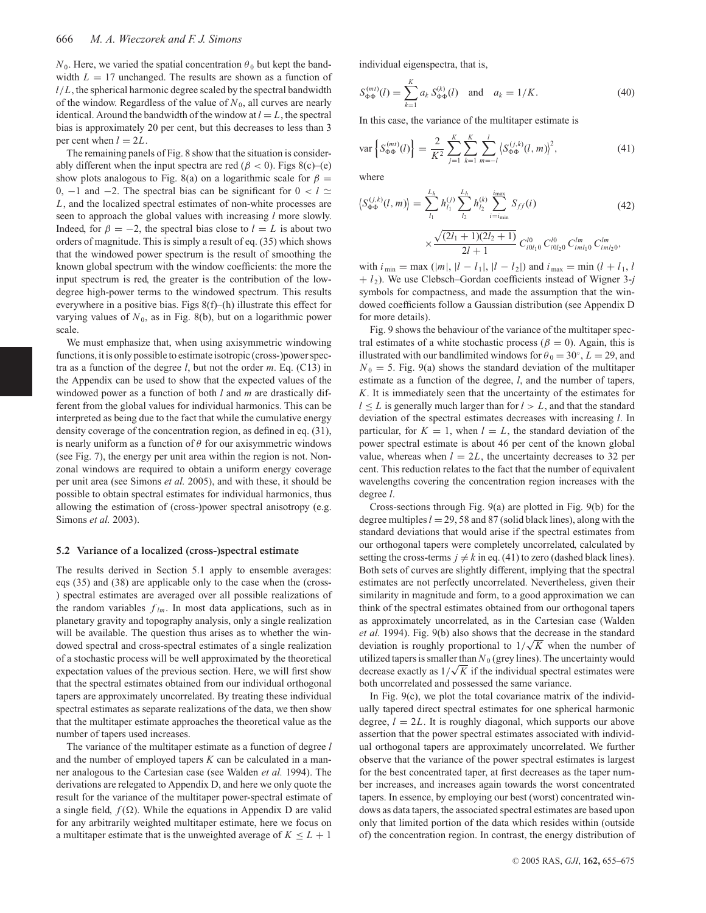$N_0$. Here, we varied the spatial concentration $\theta_0$ but kept the bandwidth $L = 17$ unchanged. The results are shown as a function of $l/L$, the spherical harmonic degree scaled by the spectral bandwidth of the window. Regardless of the value of $N_0$, all curves are nearly identical. Around the bandwidth of the window at $l = L$, the spectral bias is approximately 20 per cent, but this decreases to less than 3 per cent when $l = 2L$.

The remaining panels of Fig. 8 show that the situation is considerably different when the input spectra are red ($\beta < 0$). Figs 8(c)–(e) show plots analogous to Fig. 8(a) on a logarithmic scale for $\beta = 0$, $-1$ and $-2$. The spectral bias can be significant for $0 < l \simeq L$, and the localized spectral estimates of non-white processes are seen to approach the global values with increasing $l$ more slowly. Indeed, for $\beta = -2$, the spectral bias close to $l = L$ is about two orders of magnitude. This is simply a result of eq. (35) which shows that the windowed power spectrum is the result of smoothing the known global spectrum with the window coefficients: the more the input spectrum is red, the greater is the contribution of the low-degree high-power terms to the windowed spectrum. This results everywhere in a positive bias. Figs 8(f)–(h) illustrate this effect for varying values of $N_0$, as in Fig. 8(b), but on a logarithmic power scale.

We must emphasize that, when using axisymmetric windowing functions, it is only possible to estimate isotropic (cross-)power spectra as a function of the degree $l$, but not the order $m$. Eq. (C13) in the Appendix can be used to show that the expected values of the windowed power as a function of both $l$ and $m$ are drastically different from the global values for individual harmonics. This can be interpreted as being due to the fact that while the cumulative energy density coverage of the concentration region, as defined in eq. (31), is nearly uniform as a function of $\theta$ for our axisymmetric windows (see Fig. 7), the energy per unit area within the region is not. Non-zonal windows are required to obtain a uniform energy coverage per unit area (see Simons *et al.* 2005), and with these, it should be possible to obtain spectral estimates for individual harmonics, thus allowing the estimation of (cross-)power spectral anisotropy (e.g. Simons *et al.* 2003).

### 5.2 Variance of a localized (cross-)spectral estimate

The results derived in Section 5.1 apply to ensemble averages: eqs (35) and (38) are applicable only to the case when the (cross-) spectral estimates are averaged over all possible realizations of the random variables $f_{lm}$. In most data applications, such as in planetary gravity and topography analysis, only a single realization will be available. The question thus arises as to whether the windowed spectral and cross-spectral estimates of a single realization of a stochastic process will be well approximated by the theoretical expectation values of the previous section. Here, we will first show that the spectral estimates obtained from our individual orthogonal tapers are approximately uncorrelated. By treating these individual spectral estimates as separate realizations of the data, we then show that the multitaper estimate approaches the theoretical value as the number of tapers used increases.

The variance of the multitaper estimate as a function of degree $l$ and the number of employed tapers $K$ can be calculated in a manner analogous to the Cartesian case (see Walden *et al.* 1994). The derivations are relegated to Appendix D, and here we only quote the result for the variance of the multitaper power-spectral estimate of a single field, $f(\Omega)$. While the equations in Appendix D are valid for any arbitrarily weighted multitaper estimate, here we focus on a multitaper estimate that is the unweighted average of $K \leq L + 1$ individual eigenspectra, that is,

$$S_{\Phi\Phi}^{(mt)}(l) = \sum_{k=1}^{K} a_k\, S_{\Phi\Phi}^{(k)}(l) \quad \text{and} \quad a_k = 1/K. \tag{40}$$

In this case, the variance of the multitaper estimate is

$$\operatorname{var}\left\{S_{\Phi\Phi}^{(mt)}(l)\right\} = \frac{2}{K^2}\sum_{j=1}^{K}\sum_{k=1}^{K}\sum_{m=-l}^{l}\left\langle S_{\Phi\Phi}^{(j,k)}(l,m)\right\rangle^2, \tag{41}$$

where

$$\left\langle S_{\Phi\Phi}^{(j,k)}(l,m)\right\rangle = \sum_{l_1}^{L_h} h_{l_1}^{(j)} \sum_{l_2}^{L_h} h_{l_2}^{(k)} \sum_{i=i_{\min}}^{i_{\max}} S_{ff}(i) \times \frac{\sqrt{(2l_1+1)(2l_2+1)}}{2l+1}\, C_{i0l_10}^{l0}\, C_{i0l_20}^{l0}\, C_{iml_10}^{lm}\, C_{iml_20}^{lm}, \tag{42}$$

with $i_{\min} = \max\left(|m|, |l - l_1|, |l - l_2|\right)$ and $i_{\max} = \min\left(l + l_1, l + l_2\right)$. We use Clebsch–Gordan coefficients instead of Wigner 3-$j$ symbols for compactness, and made the assumption that the windowed coefficients follow a Gaussian distribution (see Appendix D for more details).

Fig. 9 shows the behaviour of the variance of the multitaper spectral estimates of a white stochastic process ($\beta = 0$). Again, this is illustrated with our bandlimited windows for $\theta_0 = 30°$, $L = 29$, and $N_0 = 5$. Fig. 9(a) shows the standard deviation of the multitaper estimate as a function of the degree, $l$, and the number of tapers, $K$. It is immediately seen that the uncertainty of the estimates for $l \leq L$ is generally much larger than for $l > L$, and that the standard deviation of the spectral estimates decreases with increasing $l$. In particular, for $K = 1$, when $l = L$, the standard deviation of the power spectral estimate is about 46 per cent of the known global value, whereas when $l = 2L$, the uncertainty decreases to 32 per cent. This reduction relates to the fact that the number of equivalent wavelengths covering the concentration region increases with the degree $l$.

Cross-sections through Fig. 9(a) are plotted in Fig. 9(b) for the degree multiples $l = 29$, 58 and 87 (solid black lines), along with the standard deviations that would arise if the spectral estimates from our orthogonal tapers were completely uncorrelated, calculated by setting the cross-terms $j \neq k$ in eq. (41) to zero (dashed black lines). Both sets of curves are slightly different, implying that the spectral estimates are not perfectly uncorrelated. Nevertheless, given their similarity in magnitude and form, to a good approximation we can think of the spectral estimates obtained from our orthogonal tapers as approximately uncorrelated, as in the Cartesian case (Walden *et al.* 1994). Fig. 9(b) also shows that the decrease in the standard deviation is roughly proportional to $1/\sqrt{K}$ when the number of utilized tapers is smaller than $N_0$ (grey lines). The uncertainty would decrease exactly as $1/\sqrt{K}$ if the individual spectral estimates were both uncorrelated and possessed the same variance.

In Fig. 9(c), we plot the total covariance matrix of the individually tapered direct spectral estimates for one spherical harmonic degree, $l = 2L$. It is roughly diagonal, which supports our above assertion that the power spectral estimates associated with individual orthogonal tapers are approximately uncorrelated. We further observe that the variance of the power spectral estimates is largest for the best concentrated taper, at first decreases as the taper number increases, and increases again towards the worst concentrated tapers. In essence, by employing our best (worst) concentrated windows as data tapers, the associated spectral estimates are based upon only that limited portion of the data which resides within (outside of) the concentration region. In contrast, the energy distribution of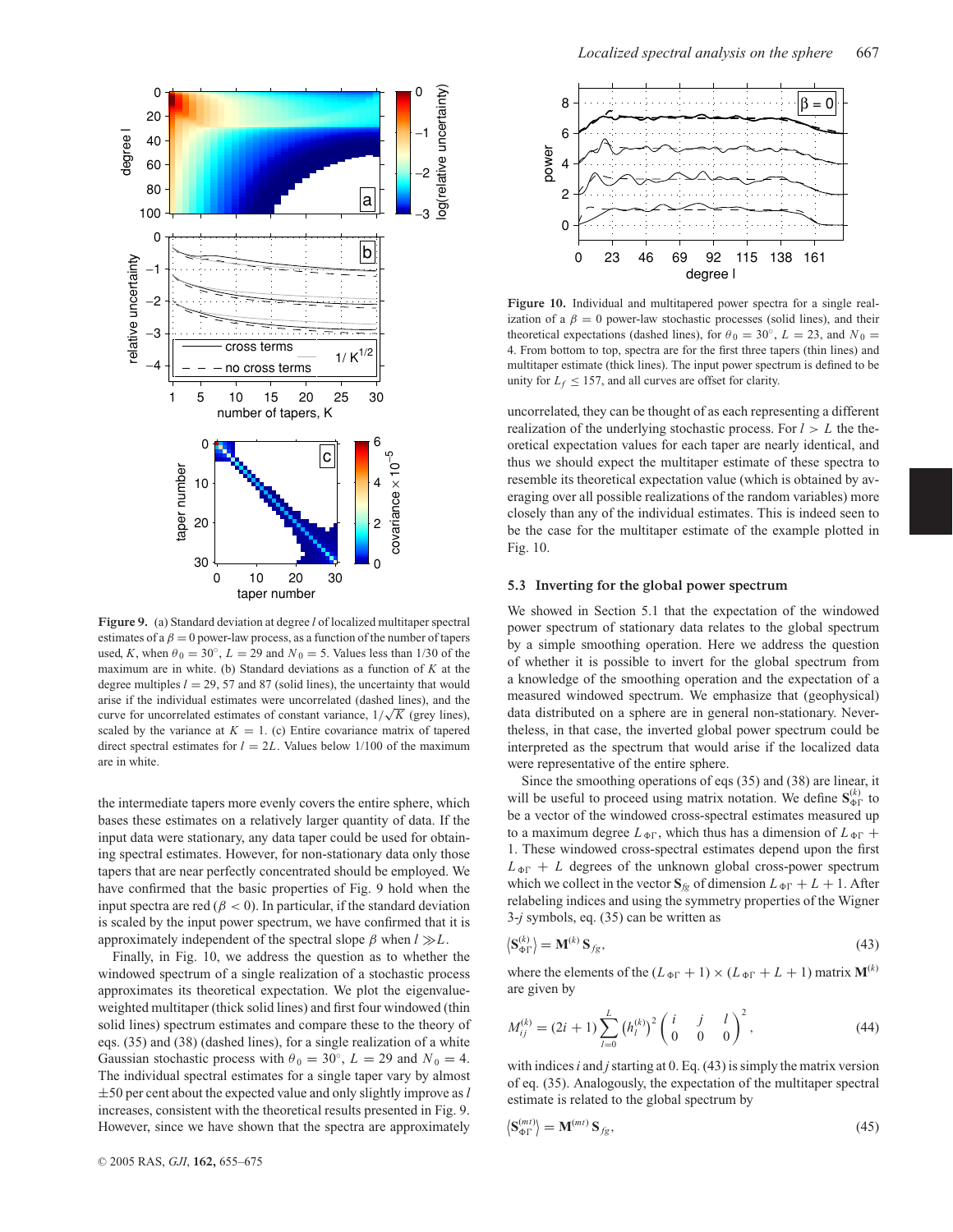**Figure 9.** (a) Standard deviation at degree $l$ of localized multitaper spectral estimates of a $\beta = 0$ power-law process, as a function of the number of tapers used, $K$, when $\theta_0 = 30^\circ$, $L = 29$ and $N_0 = 5$. Values less than 1/30 of the maximum are in white. (b) Standard deviations as a function of $K$ at the degree multiples $l = 29$, 57 and 87 (solid lines), the uncertainty that would arise if the individual estimates were uncorrelated (dashed lines), and the curve for uncorrelated estimates of constant variance, $1/\sqrt{K}$ (grey lines), scaled by the variance at $K = 1$. (c) Entire covariance matrix of tapered direct spectral estimates for $l = 2L$. Values below 1/100 of the maximum are in white.

the intermediate tapers more evenly covers the entire sphere, which bases these estimates on a relatively larger quantity of data. If the input data were stationary, any data taper could be used for obtaining spectral estimates. However, for non-stationary data only those tapers that are near perfectly concentrated should be employed. We have confirmed that the basic properties of Fig. 9 hold when the input spectra are red ($\beta < 0$). In particular, if the standard deviation is scaled by the input power spectrum, we have confirmed that it is approximately independent of the spectral slope $\beta$ when $l \gg L$.

Finally, in Fig. 10, we address the question as to whether the windowed spectrum of a single realization of a stochastic process approximates its theoretical expectation. We plot the eigenvalue-weighted multitaper (thick solid lines) and first four windowed (thin solid lines) spectrum estimates and compare these to the theory of eqs. (35) and (38) (dashed lines), for a single realization of a white Gaussian stochastic process with $\theta_0 = 30^\circ$, $L = 29$ and $N_0 = 4$. The individual spectral estimates for a single taper vary by almost $\pm 50$ per cent about the expected value and only slightly improve as $l$ increases, consistent with the theoretical results presented in Fig. 9. However, since we have shown that the spectra are approximately uncorrelated, they can be thought of as each representing a different realization of the underlying stochastic process. For $l > L$ the theoretical expectation values for each taper are nearly identical, and thus we should expect the multitaper estimate of these spectra to resemble its theoretical expectation value (which is obtained by averaging over all possible realizations of the random variables) more closely than any of the individual estimates. This is indeed seen to be the case for the multitaper estimate of the example plotted in Fig. 10.

**Figure 10.** Individual and multitapered power spectra for a single realization of a $\beta = 0$ power-law stochastic processes (solid lines), and their theoretical expectations (dashed lines), for $\theta_0 = 30^\circ$, $L = 23$, and $N_0 = 4$. From bottom to top, spectra are for the first three tapers (thin lines) and multitaper estimate (thick lines). The input power spectrum is defined to be unity for $L_f \leq 157$, and all curves are offset for clarity.

### 5.3 Inverting for the global power spectrum

We showed in Section 5.1 that the expectation of the windowed power spectrum of stationary data relates to the global spectrum by a simple smoothing operation. Here we address the question of whether it is possible to invert for the global spectrum from a knowledge of the smoothing operation and the expectation of a measured windowed spectrum. We emphasize that (geophysical) data distributed on a sphere are in general non-stationary. Nevertheless, in that case, the inverted global power spectrum could be interpreted as the spectrum that would arise if the localized data were representative of the entire sphere.

Since the smoothing operations of eqs (35) and (38) are linear, it will be useful to proceed using matrix notation. We define $\mathbf{S}^{(k)}_{\Phi\Gamma}$ to be a vector of the windowed cross-spectral estimates measured up to a maximum degree $L_{\Phi\Gamma}$, which thus has a dimension of $L_{\Phi\Gamma} + 1$. These windowed cross-spectral estimates depend upon the first $L_{\Phi\Gamma} + L$ degrees of the unknown global cross-power spectrum which we collect in the vector $\mathbf{S}_{fg}$ of dimension $L_{\Phi\Gamma} + L + 1$. After relabeling indices and using the symmetry properties of the Wigner 3-$j$ symbols, eq. (35) can be written as

$$\left\langle \mathbf{S}^{(k)}_{\Phi\Gamma} \right\rangle = \mathbf{M}^{(k)}\, \mathbf{S}_{fg}, \tag{43}$$

where the elements of the $(L_{\Phi\Gamma} + 1) \times (L_{\Phi\Gamma} + L + 1)$ matrix $\mathbf{M}^{(k)}$ are given by

$$M^{(k)}_{ij} = (2i + 1) \sum_{l=0}^{L} \left(h^{(k)}_l\right)^2 \begin{pmatrix} i & j & l \\ 0 & 0 & 0 \end{pmatrix}^2, \tag{44}$$

with indices $i$ and $j$ starting at 0. Eq. (43) is simply the matrix version of eq. (35). Analogously, the expectation of the multitaper spectral estimate is related to the global spectrum by

$$\left\langle \mathbf{S}^{(mt)}_{\Phi\Gamma} \right\rangle = \mathbf{M}^{(mt)}\, \mathbf{S}_{fg}, \tag{45}$$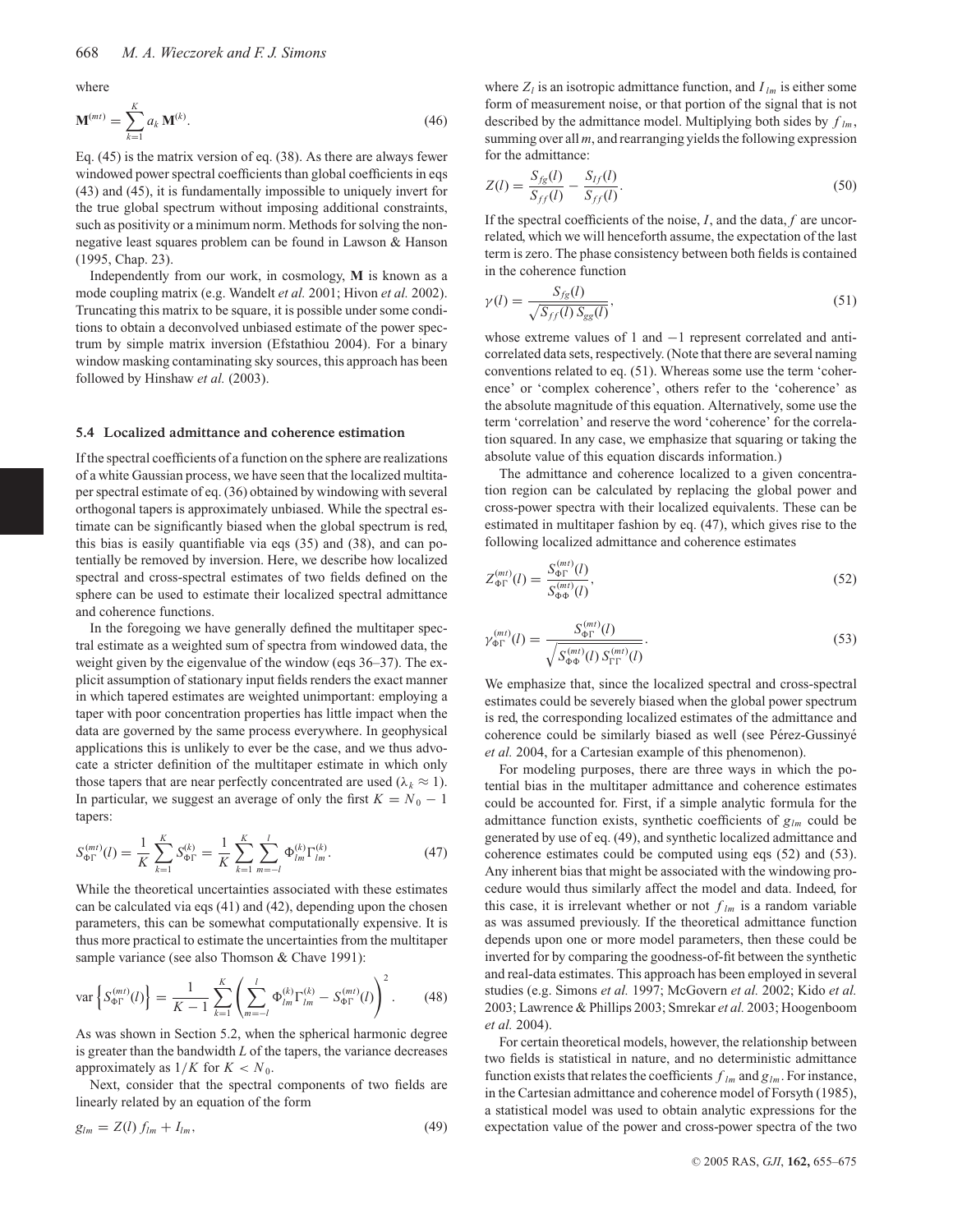where

$$\mathbf{M}^{(mt)} = \sum_{k=1}^{K} a_k \, \mathbf{M}^{(k)}. \tag{46}$$

Eq. (45) is the matrix version of eq. (38). As there are always fewer windowed power spectral coefficients than global coefficients in eqs (43) and (45), it is fundamentally impossible to uniquely invert for the true global spectrum without imposing additional constraints, such as positivity or a minimum norm. Methods for solving the non-negative least squares problem can be found in Lawson & Hanson (1995, Chap. 23).

Independently from our work, in cosmology, $\mathbf{M}$ is known as a mode coupling matrix (e.g. Wandelt *et al.* 2001; Hivon *et al.* 2002). Truncating this matrix to be square, it is possible under some conditions to obtain a deconvolved unbiased estimate of the power spectrum by simple matrix inversion (Efstathiou 2004). For a binary window masking contaminating sky sources, this approach has been followed by Hinshaw *et al.* (2003).

### 5.4 Localized admittance and coherence estimation

If the spectral coefficients of a function on the sphere are realizations of a white Gaussian process, we have seen that the localized multitaper spectral estimate of eq. (36) obtained by windowing with several orthogonal tapers is approximately unbiased. While the spectral estimate can be significantly biased when the global spectrum is red, this bias is easily quantifiable via eqs (35) and (38), and can potentially be removed by inversion. Here, we describe how localized spectral and cross-spectral estimates of two fields defined on the sphere can be used to estimate their localized spectral admittance and coherence functions.

In the foregoing we have generally defined the multitaper spectral estimate as a weighted sum of spectra from windowed data, the weight given by the eigenvalue of the window (eqs 36–37). The explicit assumption of stationary input fields renders the exact manner in which tapered estimates are weighted unimportant: employing a taper with poor concentration properties has little impact when the data are governed by the same process everywhere. In geophysical applications this is unlikely to ever be the case, and we thus advocate a stricter definition of the multitaper estimate in which only those tapers that are near perfectly concentrated are used ($\lambda_k \approx 1$). In particular, we suggest an average of only the first $K = N_0 - 1$ tapers:

$$S_{\Phi\Gamma}^{(mt)}(l) = \frac{1}{K}\sum_{k=1}^{K} S_{\Phi\Gamma}^{(k)} = \frac{1}{K}\sum_{k=1}^{K}\sum_{m=-l}^{l} \Phi_{lm}^{(k)}\Gamma_{lm}^{(k)}. \tag{47}$$

While the theoretical uncertainties associated with these estimates can be calculated via eqs (41) and (42), depending upon the chosen parameters, this can be somewhat computationally expensive. It is thus more practical to estimate the uncertainties from the multitaper sample variance (see also Thomson & Chave 1991):

$$\operatorname{var}\left\{S_{\Phi\Gamma}^{(mt)}(l)\right\} = \frac{1}{K-1}\sum_{k=1}^{K}\left(\sum_{m=-l}^{l}\Phi_{lm}^{(k)}\Gamma_{lm}^{(k)} - S_{\Phi\Gamma}^{(mt)}(l)\right)^2. \tag{48}$$

As was shown in Section 5.2, when the spherical harmonic degree is greater than the bandwidth $L$ of the tapers, the variance decreases approximately as $1/K$ for $K < N_0$.

Next, consider that the spectral components of two fields are linearly related by an equation of the form

$$g_{lm} = Z(l)\, f_{lm} + I_{lm}, \tag{49}$$

where $Z_l$ is an isotropic admittance function, and $I_{lm}$ is either some form of measurement noise, or that portion of the signal that is not described by the admittance model. Multiplying both sides by $f_{lm}$, summing over all $m$, and rearranging yields the following expression for the admittance:

$$Z(l) = \frac{S_{fg}(l)}{S_{ff}(l)} - \frac{S_{If}(l)}{S_{ff}(l)}. \tag{50}$$

If the spectral coefficients of the noise, $I$, and the data, $f$ are uncorrelated, which we will henceforth assume, the expectation of the last term is zero. The phase consistency between both fields is contained in the coherence function

$$\gamma(l) = \frac{S_{fg}(l)}{\sqrt{S_{ff}(l)\, S_{gg}(l)}}, \tag{51}$$

whose extreme values of 1 and −1 represent correlated and anti-correlated data sets, respectively. (Note that there are several naming conventions related to eq. (51). Whereas some use the term 'coherence' or 'complex coherence', others refer to the 'coherence' as the absolute magnitude of this equation. Alternatively, some use the term 'correlation' and reserve the word 'coherence' for the correlation squared. In any case, we emphasize that squaring or taking the absolute value of this equation discards information.)

The admittance and coherence localized to a given concentration region can be calculated by replacing the global power and cross-power spectra with their localized equivalents. These can be estimated in multitaper fashion by eq. (47), which gives rise to the following localized admittance and coherence estimates

$$Z_{\Phi\Gamma}^{(mt)}(l) = \frac{S_{\Phi\Gamma}^{(mt)}(l)}{S_{\Phi\Phi}^{(mt)}(l)}, \tag{52}$$

$$\gamma_{\Phi\Gamma}^{(mt)}(l) = \frac{S_{\Phi\Gamma}^{(mt)}(l)}{\sqrt{S_{\Phi\Phi}^{(mt)}(l)\, S_{\Gamma\Gamma}^{(mt)}(l)}}. \tag{53}$$

We emphasize that, since the localized spectral and cross-spectral estimates could be severely biased when the global power spectrum is red, the corresponding localized estimates of the admittance and coherence could be similarly biased as well (see Pérez-Gussinyé *et al.* 2004, for a Cartesian example of this phenomenon).

For modeling purposes, there are three ways in which the potential bias in the multitaper admittance and coherence estimates could be accounted for. First, if a simple analytic formula for the admittance function exists, synthetic coefficients of $g_{lm}$ could be generated by use of eq. (49), and synthetic localized admittance and coherence estimates could be computed using eqs (52) and (53). Any inherent bias that might be associated with the windowing procedure would thus similarly affect the model and data. Indeed, for this case, it is irrelevant whether or not $f_{lm}$ is a random variable as was assumed previously. If the theoretical admittance function depends upon one or more model parameters, then these could be inverted for by comparing the goodness-of-fit between the synthetic and real-data estimates. This approach has been employed in several studies (e.g. Simons *et al.* 1997; McGovern *et al.* 2002; Kido *et al.* 2003; Lawrence & Phillips 2003; Smrekar *et al.* 2003; Hoogenboom *et al.* 2004).

For certain theoretical models, however, the relationship between two fields is statistical in nature, and no deterministic admittance function exists that relates the coefficients $f_{lm}$ and $g_{lm}$. For instance, in the Cartesian admittance and coherence model of Forsyth (1985), a statistical model was used to obtain analytic expressions for the expectation value of the power and cross-power spectra of the two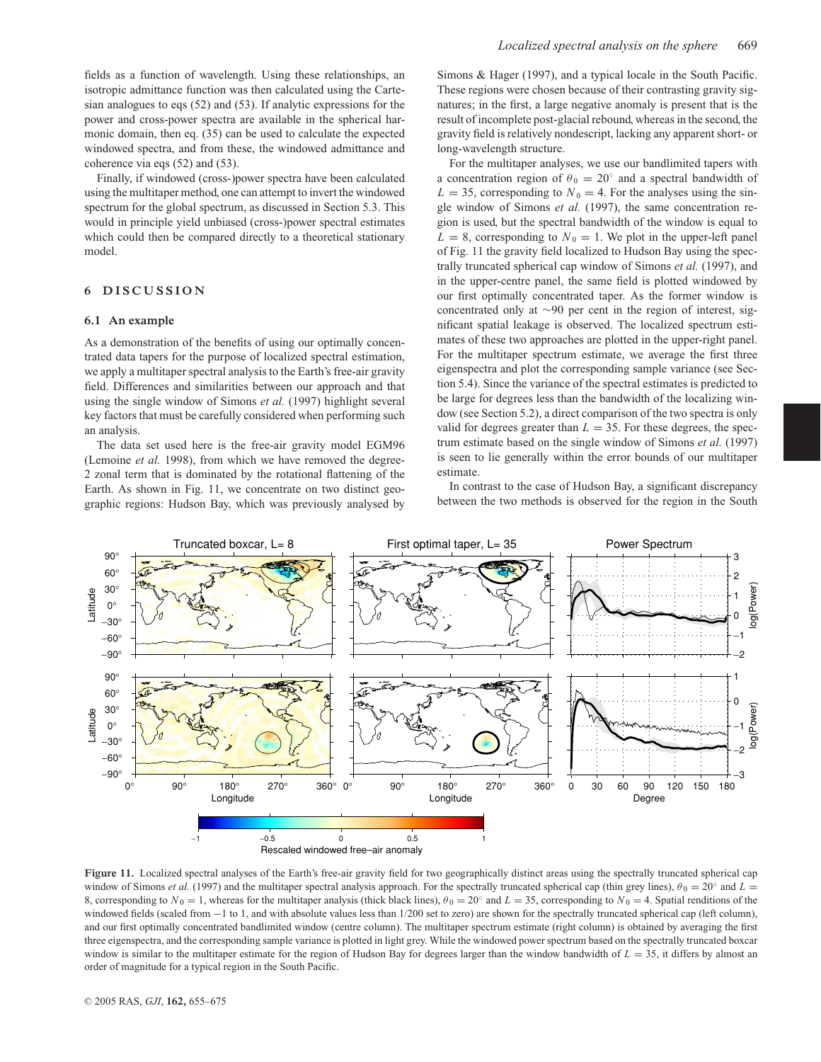fields as a function of wavelength. Using these relationships, an isotropic admittance function was then calculated using the Cartesian analogues to eqs (52) and (53). If analytic expressions for the power and cross-power spectra are available in the spherical harmonic domain, then eq. (35) can be used to calculate the expected windowed spectra, and from these, the windowed admittance and coherence via eqs (52) and (53).

Finally, if windowed (cross-)power spectra have been calculated using the multitaper method, one can attempt to invert the windowed spectrum for the global spectrum, as discussed in Section 5.3. This would in principle yield unbiased (cross-)power spectral estimates which could then be compared directly to a theoretical stationary model.

## 6 DISCUSSION

### 6.1 An example

As a demonstration of the benefits of using our optimally concentrated data tapers for the purpose of localized spectral estimation, we apply a multitaper spectral analysis to the Earth's free-air gravity field. Differences and similarities between our approach and that using the single window of Simons *et al.* (1997) highlight several key factors that must be carefully considered when performing such an analysis.

The data set used here is the free-air gravity model EGM96 (Lemoine *et al.* 1998), from which we have removed the degree-2 zonal term that is dominated by the rotational flattening of the Earth. As shown in Fig. 11, we concentrate on two distinct geographic regions: Hudson Bay, which was previously analysed by Simons & Hager (1997), and a typical locale in the South Pacific. These regions were chosen because of their contrasting gravity signatures; in the first, a large negative anomaly is present that is the result of incomplete post-glacial rebound, whereas in the second, the gravity field is relatively nondescript, lacking any apparent short- or long-wavelength structure.

For the multitaper analyses, we use our bandlimited tapers with a concentration region of $\theta_0 = 20^\circ$ and a spectral bandwidth of $L = 35$, corresponding to $N_0 = 4$. For the analyses using the single window of Simons *et al.* (1997), the same concentration region is used, but the spectral bandwidth of the window is equal to $L = 8$, corresponding to $N_0 = 1$. We plot in the upper-left panel of Fig. 11 the gravity field localized to Hudson Bay using the spectrally truncated spherical cap window of Simons *et al.* (1997), and in the upper-centre panel, the same field is plotted windowed by our first optimally concentrated taper. As the former window is concentrated only at ~90 per cent in the region of interest, significant spatial leakage is observed. The localized spectrum estimates of these two approaches are plotted in the upper-right panel. For the multitaper spectrum estimate, we average the first three eigenspectra and plot the corresponding sample variance (see Section 5.4). Since the variance of the spectral estimates is predicted to be large for degrees less than the bandwidth of the localizing window (see Section 5.2), a direct comparison of the two spectra is only valid for degrees greater than $L = 35$. For these degrees, the spectrum estimate based on the single window of Simons *et al.* (1997) is seen to lie generally within the error bounds of our multitaper estimate.

In contrast to the case of Hudson Bay, a significant discrepancy between the two methods is observed for the region in the South

**Figure 11.** Localized spectral analyses of the Earth's free-air gravity field for two geographically distinct areas using the spectrally truncated spherical cap window of Simons *et al.* (1997) and the multitaper spectral analysis approach. For the spectrally truncated spherical cap (thin grey lines), $\theta_0 = 20^\circ$ and $L = 8$, corresponding to $N_0 = 1$, whereas for the multitaper analysis (thick black lines), $\theta_0 = 20^\circ$ and $L = 35$, corresponding to $N_0 = 4$. Spatial renditions of the windowed fields (scaled from −1 to 1, and with absolute values less than 1/200 set to zero) are shown for the spectrally truncated spherical cap (left column), and our first optimally concentrated bandlimited window (centre column). The multitaper spectrum estimate (right column) is obtained by averaging the first three eigenspectra, and the corresponding sample variance is plotted in light grey. While the windowed power spectrum based on the spectrally truncated boxcar window is similar to the multitaper estimate for the region of Hudson Bay for degrees larger than the window bandwidth of $L = 35$, it differs by almost an order of magnitude for a typical region in the South Pacific.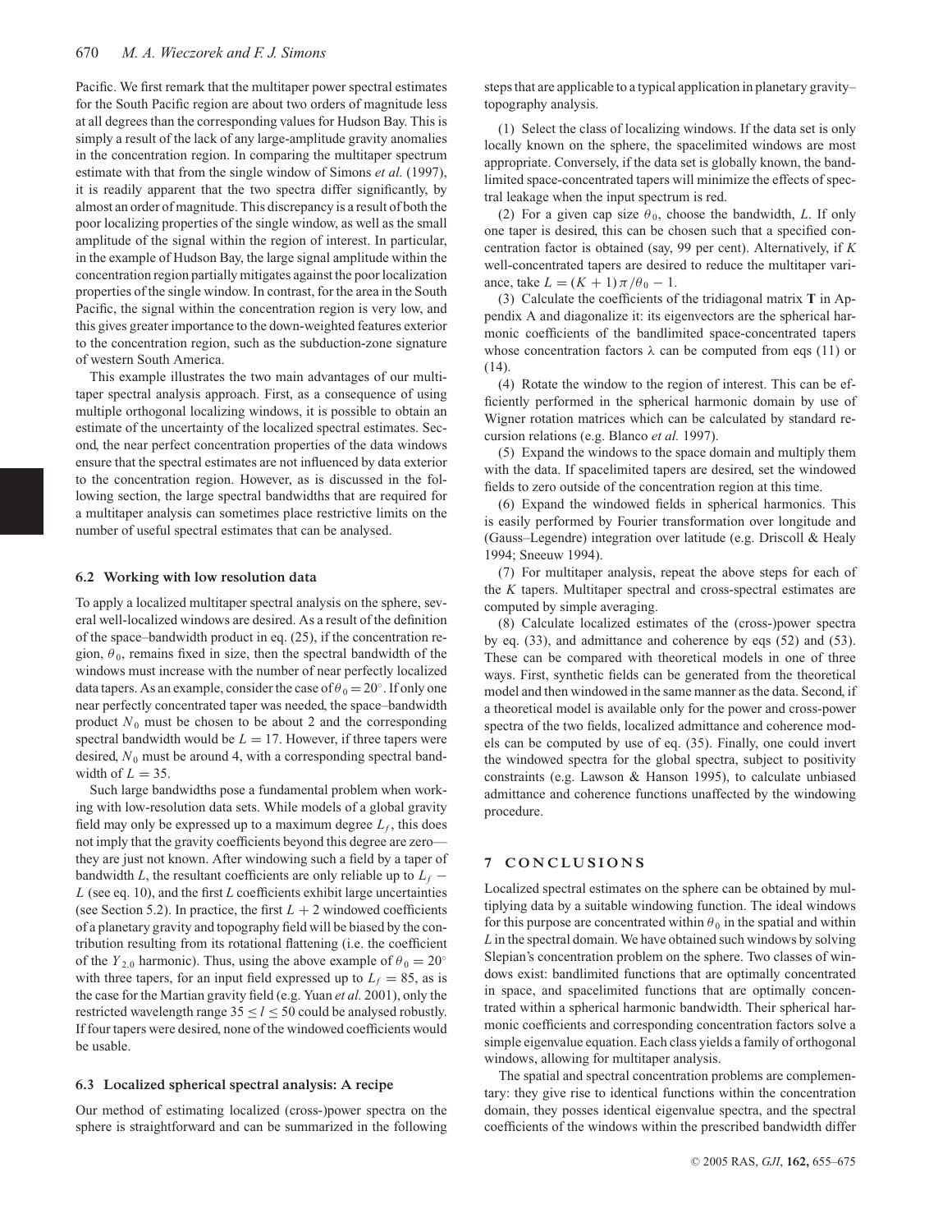Pacific. We first remark that the multitaper power spectral estimates for the South Pacific region are about two orders of magnitude less at all degrees than the corresponding values for Hudson Bay. This is simply a result of the lack of any large-amplitude gravity anomalies in the concentration region. In comparing the multitaper spectrum estimate with that from the single window of Simons *et al.* (1997), it is readily apparent that the two spectra differ significantly, by almost an order of magnitude. This discrepancy is a result of both the poor localizing properties of the single window, as well as the small amplitude of the signal within the region of interest. In particular, in the example of Hudson Bay, the large signal amplitude within the concentration region partially mitigates against the poor localization properties of the single window. In contrast, for the area in the South Pacific, the signal within the concentration region is very low, and this gives greater importance to the down-weighted features exterior to the concentration region, such as the subduction-zone signature of western South America.

This example illustrates the two main advantages of our multitaper spectral analysis approach. First, as a consequence of using multiple orthogonal localizing windows, it is possible to obtain an estimate of the uncertainty of the localized spectral estimates. Second, the near perfect concentration properties of the data windows ensure that the spectral estimates are not influenced by data exterior to the concentration region. However, as is discussed in the following section, the large spectral bandwidths that are required for a multitaper analysis can sometimes place restrictive limits on the number of useful spectral estimates that can be analysed.

### 6.2 Working with low resolution data

To apply a localized multitaper spectral analysis on the sphere, several well-localized windows are desired. As a result of the definition of the space–bandwidth product in eq. (25), if the concentration region, $\theta_0$, remains fixed in size, then the spectral bandwidth of the windows must increase with the number of near perfectly localized data tapers. As an example, consider the case of $\theta_0 = 20^\circ$. If only one near perfectly concentrated taper was needed, the space–bandwidth product $N_0$ must be chosen to be about 2 and the corresponding spectral bandwidth would be $L = 17$. However, if three tapers were desired, $N_0$ must be around 4, with a corresponding spectral bandwidth of $L = 35$.

Such large bandwidths pose a fundamental problem when working with low-resolution data sets. While models of a global gravity field may only be expressed up to a maximum degree $L_f$, this does not imply that the gravity coefficients beyond this degree are zero—they are just not known. After windowing such a field by a taper of bandwidth $L$, the resultant coefficients are only reliable up to $L_f - L$ (see eq. 10), and the first $L$ coefficients exhibit large uncertainties (see Section 5.2). In practice, the first $L + 2$ windowed coefficients of a planetary gravity and topography field will be biased by the contribution resulting from its rotational flattening (i.e. the coefficient of the $Y_{2,0}$ harmonic). Thus, using the above example of $\theta_0 = 20^\circ$ with three tapers, for an input field expressed up to $L_f = 85$, as is the case for the Martian gravity field (e.g. Yuan *et al.* 2001), only the restricted wavelength range $35 \leq l \leq 50$ could be analysed robustly. If four tapers were desired, none of the windowed coefficients would be usable.

### 6.3 Localized spherical spectral analysis: A recipe

Our method of estimating localized (cross-)power spectra on the sphere is straightforward and can be summarized in the following steps that are applicable to a typical application in planetary gravity–topography analysis.

(1) Select the class of localizing windows. If the data set is only locally known on the sphere, the spacelimited windows are most appropriate. Conversely, if the data set is globally known, the bandlimited space-concentrated tapers will minimize the effects of spectral leakage when the input spectrum is red.

(2) For a given cap size $\theta_0$, choose the bandwidth, $L$. If only one taper is desired, this can be chosen such that a specified concentration factor is obtained (say, 99 per cent). Alternatively, if $K$ well-concentrated tapers are desired to reduce the multitaper variance, take $L = (K + 1)\,\pi/\theta_0 - 1$.

(3) Calculate the coefficients of the tridiagonal matrix $\mathbf{T}$ in Appendix A and diagonalize it: its eigenvectors are the spherical harmonic coefficients of the bandlimited space-concentrated tapers whose concentration factors $\lambda$ can be computed from eqs (11) or (14).

(4) Rotate the window to the region of interest. This can be efficiently performed in the spherical harmonic domain by use of Wigner rotation matrices which can be calculated by standard recursion relations (e.g. Blanco *et al.* 1997).

(5) Expand the windows to the space domain and multiply them with the data. If spacelimited tapers are desired, set the windowed fields to zero outside of the concentration region at this time.

(6) Expand the windowed fields in spherical harmonics. This is easily performed by Fourier transformation over longitude and (Gauss–Legendre) integration over latitude (e.g. Driscoll & Healy 1994; Sneeuw 1994).

(7) For multitaper analysis, repeat the above steps for each of the $K$ tapers. Multitaper spectral and cross-spectral estimates are computed by simple averaging.

(8) Calculate localized estimates of the (cross-)power spectra by eq. (33), and admittance and coherence by eqs (52) and (53). These can be compared with theoretical models in one of three ways. First, synthetic fields can be generated from the theoretical model and then windowed in the same manner as the data. Second, if a theoretical model is available only for the power and cross-power spectra of the two fields, localized admittance and coherence models can be computed by use of eq. (35). Finally, one could invert the windowed spectra for the global spectra, subject to positivity constraints (e.g. Lawson & Hanson 1995), to calculate unbiased admittance and coherence functions unaffected by the windowing procedure.

## 7 CONCLUSIONS

Localized spectral estimates on the sphere can be obtained by multiplying data by a suitable windowing function. The ideal windows for this purpose are concentrated within $\theta_0$ in the spatial and within $L$ in the spectral domain. We have obtained such windows by solving Slepian's concentration problem on the sphere. Two classes of windows exist: bandlimited functions that are optimally concentrated in space, and spacelimited functions that are optimally concentrated within a spherical harmonic bandwidth. Their spherical harmonic coefficients and corresponding concentration factors solve a simple eigenvalue equation. Each class yields a family of orthogonal windows, allowing for multitaper analysis.

The spatial and spectral concentration problems are complementary: they give rise to identical functions within the concentration domain, they posses identical eigenvalue spectra, and the spectral coefficients of the windows within the prescribed bandwidth differ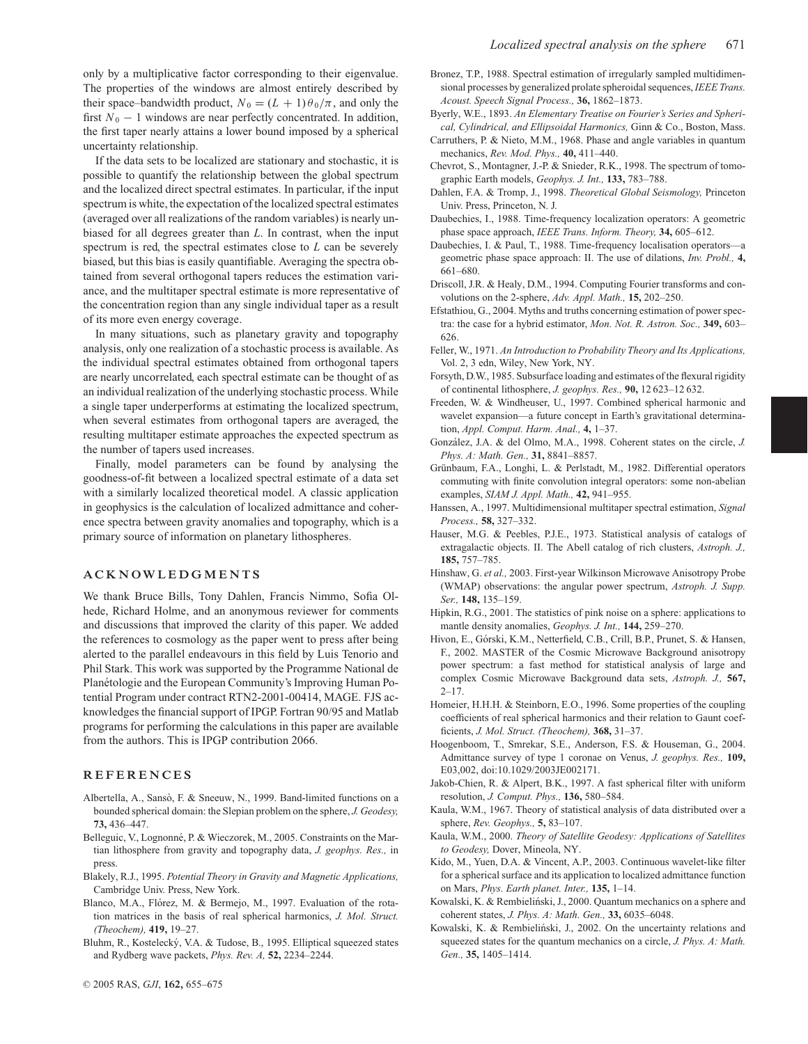only by a multiplicative factor corresponding to their eigenvalue. The properties of the windows are almost entirely described by their space–bandwidth product, $N_0 = (L + 1)\theta_0/\pi$, and only the first $N_0 - 1$ windows are near perfectly concentrated. In addition, the first taper nearly attains a lower bound imposed by a spherical uncertainty relationship.

If the data sets to be localized are stationary and stochastic, it is possible to quantify the relationship between the global spectrum and the localized direct spectral estimates. In particular, if the input spectrum is white, the expectation of the localized spectral estimates (averaged over all realizations of the random variables) is nearly unbiased for all degrees greater than $L$. In contrast, when the input spectrum is red, the spectral estimates close to $L$ can be severely biased, but this bias is easily quantifiable. Averaging the spectra obtained from several orthogonal tapers reduces the estimation variance, and the multitaper spectral estimate is more representative of the concentration region than any single individual taper as a result of its more even energy coverage.

In many situations, such as planetary gravity and topography analysis, only one realization of a stochastic process is available. As the individual spectral estimates obtained from orthogonal tapers are nearly uncorrelated, each spectral estimate can be thought of as an individual realization of the underlying stochastic process. While a single taper underperforms at estimating the localized spectrum, when several estimates from orthogonal tapers are averaged, the resulting multitaper estimate approaches the expected spectrum as the number of tapers used increases.

Finally, model parameters can be found by analysing the goodness-of-fit between a localized spectral estimate of a data set with a similarly localized theoretical model. A classic application in geophysics is the calculation of localized admittance and coherence spectra between gravity anomalies and topography, which is a primary source of information on planetary lithospheres.

## ACKNOWLEDGMENTS

We thank Bruce Bills, Tony Dahlen, Francis Nimmo, Sofia Olhede, Richard Holme, and an anonymous reviewer for comments and discussions that improved the clarity of this paper. We added the references to cosmology as the paper went to press after being alerted to the parallel endeavours in this field by Luis Tenorio and Phil Stark. This work was supported by the Programme National de Planétologie and the European Community's Improving Human Potential Program under contract RTN2-2001-00414, MAGE. FJS acknowledges the financial support of IPGP. Fortran 90/95 and Matlab programs for performing the calculations in this paper are available from the authors. This is IPGP contribution 2066.

## REFERENCES

Albertella, A., Sansò, F. & Sneeuw, N., 1999. Band-limited functions on a bounded spherical domain: the Slepian problem on the sphere, *J. Geodesy,* **73,** 436–447.

Belleguic, V., Lognonné, P. & Wieczorek, M., 2005. Constraints on the Martian lithosphere from gravity and topography data, *J. geophys. Res.,* in press.

Blakely, R.J., 1995. *Potential Theory in Gravity and Magnetic Applications,* Cambridge Univ. Press, New York.

Blanco, M.A., Flórez, M. & Bermejo, M., 1997. Evaluation of the rotation matrices in the basis of real spherical harmonics, *J. Mol. Struct. (Theochem),* **419,** 19–27.

Bluhm, R., Kostelecký, V.A. & Tudose, B., 1995. Elliptical squeezed states and Rydberg wave packets, *Phys. Rev. A,* **52,** 2234–2244.

Bronez, T.P., 1988. Spectral estimation of irregularly sampled multidimensional processes by generalized prolate spheroidal sequences, *IEEE Trans. Acoust. Speech Signal Process.,* **36,** 1862–1873.

Byerly, W.E., 1893. *An Elementary Treatise on Fourier's Series and Spherical, Cylindrical, and Ellipsoidal Harmonics,* Ginn & Co., Boston, Mass.

Carruthers, P. & Nieto, M.M., 1968. Phase and angle variables in quantum mechanics, *Rev. Mod. Phys.,* **40,** 411–440.

Chevrot, S., Montagner, J.-P. & Snieder, R.K., 1998. The spectrum of tomographic Earth models, *Geophys. J. Int.,* **133,** 783–788.

Dahlen, F.A. & Tromp, J., 1998. *Theoretical Global Seismology,* Princeton Univ. Press, Princeton, N. J.

Daubechies, I., 1988. Time-frequency localization operators: A geometric phase space approach, *IEEE Trans. Inform. Theory,* **34,** 605–612.

Daubechies, I. & Paul, T., 1988. Time-frequency localisation operators—a geometric phase space approach: II. The use of dilations, *Inv. Probl.,* **4,** 661–680.

Driscoll, J.R. & Healy, D.M., 1994. Computing Fourier transforms and convolutions on the 2-sphere, *Adv. Appl. Math.,* **15,** 202–250.

Efstathiou, G., 2004. Myths and truths concerning estimation of power spectra: the case for a hybrid estimator, *Mon. Not. R. Astron. Soc.,* **349,** 603–626.

Feller, W., 1971. *An Introduction to Probability Theory and Its Applications,* Vol. 2, 3 edn, Wiley, New York, NY.

Forsyth, D.W., 1985. Subsurface loading and estimates of the flexural rigidity of continental lithosphere, *J. geophys. Res.,* **90,** 12 623–12 632.

Freeden, W. & Windheuser, U., 1997. Combined spherical harmonic and wavelet expansion—a future concept in Earth's gravitational determination, *Appl. Comput. Harm. Anal.,* **4,** 1–37.

González, J.A. & del Olmo, M.A., 1998. Coherent states on the circle, *J. Phys. A: Math. Gen.,* **31,** 8841–8857.

Grünbaum, F.A., Longhi, L. & Perlstadt, M., 1982. Differential operators commuting with finite convolution integral operators: some non-abelian examples, *SIAM J. Appl. Math.,* **42,** 941–955.

Hanssen, A., 1997. Multidimensional multitaper spectral estimation, *Signal Process.,* **58,** 327–332.

Hauser, M.G. & Peebles, P.J.E., 1973. Statistical analysis of catalogs of extragalactic objects. II. The Abell catalog of rich clusters, *Astroph. J.,* **185,** 757–785.

Hinshaw, G. *et al.,* 2003. First-year Wilkinson Microwave Anisotropy Probe (WMAP) observations: the angular power spectrum, *Astroph. J. Supp. Ser.,* **148,** 135–159.

Hipkin, R.G., 2001. The statistics of pink noise on a sphere: applications to mantle density anomalies, *Geophys. J. Int.,* **144,** 259–270.

Hivon, E., Górski, K.M., Netterfield, C.B., Crill, B.P., Prunet, S. & Hansen, F., 2002. MASTER of the Cosmic Microwave Background anisotropy power spectrum: a fast method for statistical analysis of large and complex Cosmic Microwave Background data sets, *Astroph. J.,* **567,** 2–17.

Homeier, H.H.H. & Steinborn, E.O., 1996. Some properties of the coupling coefficients of real spherical harmonics and their relation to Gaunt coefficients, *J. Mol. Struct. (Theochem),* **368,** 31–37.

Hoogenboom, T., Smrekar, S.E., Anderson, F.S. & Houseman, G., 2004. Admittance survey of type 1 coronae on Venus, *J. geophys. Res.,* **109,** E03,002, doi:10.1029/2003JE002171.

Jakob-Chien, R. & Alpert, B.K., 1997. A fast spherical filter with uniform resolution, *J. Comput. Phys.,* **136,** 580–584.

Kaula, W.M., 1967. Theory of statistical analysis of data distributed over a sphere, *Rev. Geophys.,* **5,** 83–107.

Kaula, W.M., 2000. *Theory of Satellite Geodesy: Applications of Satellites to Geodesy,* Dover, Mineola, NY.

Kido, M., Yuen, D.A. & Vincent, A.P., 2003. Continuous wavelet-like filter for a spherical surface and its application to localized admittance function on Mars, *Phys. Earth planet. Inter.,* **135,** 1–14.

Kowalski, K. & Rembieliński, J., 2000. Quantum mechanics on a sphere and coherent states, *J. Phys. A: Math. Gen.,* **33,** 6035–6048.

Kowalski, K. & Rembieliński, J., 2002. On the uncertainty relations and squeezed states for the quantum mechanics on a circle, *J. Phys. A: Math. Gen.,* **35,** 1405–1414.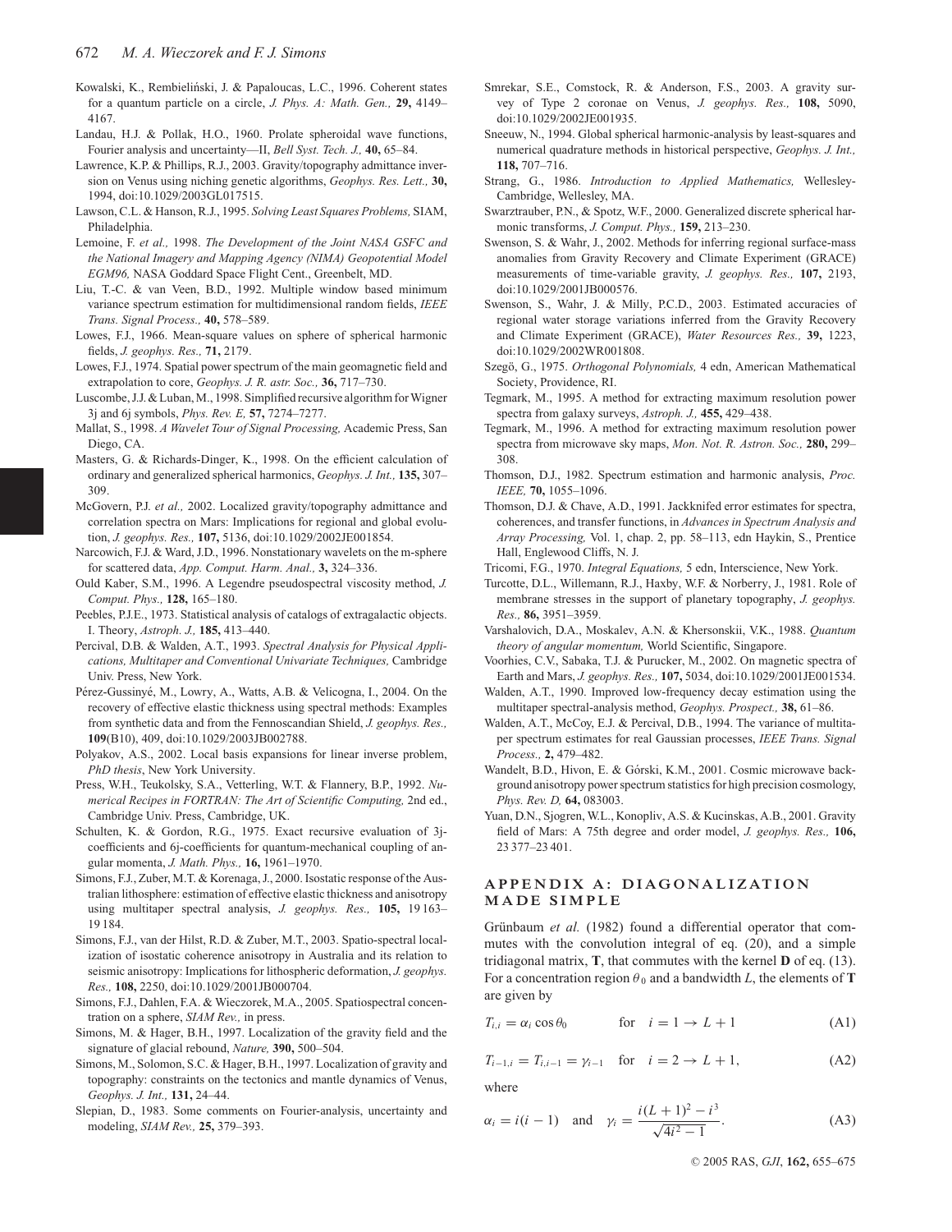Kowalski, K., Rembieliński, J. & Papaloucas, L.C., 1996. Coherent states for a quantum particle on a circle, *J. Phys. A: Math. Gen.,* **29,** 4149–4167.

Landau, H.J. & Pollak, H.O., 1960. Prolate spheroidal wave functions, Fourier analysis and uncertainty—II, *Bell Syst. Tech. J.,* **40,** 65–84.

Lawrence, K.P. & Phillips, R.J., 2003. Gravity/topography admittance inversion on Venus using niching genetic algorithms, *Geophys. Res. Lett.,* **30,** 1994, doi:10.1029/2003GL017515.

Lawson, C.L. & Hanson, R.J., 1995. *Solving Least Squares Problems,* SIAM, Philadelphia.

Lemoine, F. *et al.,* 1998. *The Development of the Joint NASA GSFC and the National Imagery and Mapping Agency (NIMA) Geopotential Model EGM96,* NASA Goddard Space Flight Cent., Greenbelt, MD.

Liu, T.-C. & van Veen, B.D., 1992. Multiple window based minimum variance spectrum estimation for multidimensional random fields, *IEEE Trans. Signal Process.,* **40,** 578–589.

Lowes, F.J., 1966. Mean-square values on sphere of spherical harmonic fields, *J. geophys. Res.,* **71,** 2179.

Lowes, F.J., 1974. Spatial power spectrum of the main geomagnetic field and extrapolation to core, *Geophys. J. R. astr. Soc.,* **36,** 717–730.

Luscombe, J.J. & Luban, M., 1998. Simplified recursive algorithm for Wigner 3j and 6j symbols, *Phys. Rev. E,* **57,** 7274–7277.

Mallat, S., 1998. *A Wavelet Tour of Signal Processing,* Academic Press, San Diego, CA.

Masters, G. & Richards-Dinger, K., 1998. On the efficient calculation of ordinary and generalized spherical harmonics, *Geophys. J. Int.,* **135,** 307–309.

McGovern, P.J. *et al.,* 2002. Localized gravity/topography admittance and correlation spectra on Mars: Implications for regional and global evolution, *J. geophys. Res.,* **107,** 5136, doi:10.1029/2002JE001854.

Narcowich, F.J. & Ward, J.D., 1996. Nonstationary wavelets on the m-sphere for scattered data, *App. Comput. Harm. Anal.,* **3,** 324–336.

Ould Kaber, S.M., 1996. A Legendre pseudospectral viscosity method, *J. Comput. Phys.,* **128,** 165–180.

Peebles, P.J.E., 1973. Statistical analysis of catalogs of extragalactic objects. I. Theory, *Astroph. J.,* **185,** 413–440.

Percival, D.B. & Walden, A.T., 1993. *Spectral Analysis for Physical Applications, Multitaper and Conventional Univariate Techniques,* Cambridge Univ. Press, New York.

Pérez-Gussinyé, M., Lowry, A., Watts, A.B. & Velicogna, I., 2004. On the recovery of effective elastic thickness using spectral methods: Examples from synthetic data and from the Fennoscandian Shield, *J. geophys. Res.,* **109**(B10), 409, doi:10.1029/2003JB002788.

Polyakov, A.S., 2002. Local basis expansions for linear inverse problem, *PhD thesis*, New York University.

Press, W.H., Teukolsky, S.A., Vetterling, W.T. & Flannery, B.P., 1992. *Numerical Recipes in FORTRAN: The Art of Scientific Computing,* 2nd ed., Cambridge Univ. Press, Cambridge, UK.

Schulten, K. & Gordon, R.G., 1975. Exact recursive evaluation of 3j-coefficients and 6j-coefficients for quantum-mechanical coupling of angular momenta, *J. Math. Phys.,* **16,** 1961–1970.

Simons, F.J., Zuber, M.T. & Korenaga, J., 2000. Isostatic response of the Australian lithosphere: estimation of effective elastic thickness and anisotropy using multitaper spectral analysis, *J. geophys. Res.,* **105,** 19 163–19 184.

Simons, F.J., van der Hilst, R.D. & Zuber, M.T., 2003. Spatio-spectral localization of isostatic coherence anisotropy in Australia and its relation to seismic anisotropy: Implications for lithospheric deformation, *J. geophys. Res.,* **108,** 2250, doi:10.1029/2001JB000704.

Simons, F.J., Dahlen, F.A. & Wieczorek, M.A., 2005. Spatiospectral concentration on a sphere, *SIAM Rev.,* in press.

Simons, M. & Hager, B.H., 1997. Localization of the gravity field and the signature of glacial rebound, *Nature,* **390,** 500–504.

Simons, M., Solomon, S.C. & Hager, B.H., 1997. Localization of gravity and topography: constraints on the tectonics and mantle dynamics of Venus, *Geophys. J. Int.,* **131,** 24–44.

Slepian, D., 1983. Some comments on Fourier-analysis, uncertainty and modeling, *SIAM Rev.,* **25,** 379–393.

Smrekar, S.E., Comstock, R. & Anderson, F.S., 2003. A gravity survey of Type 2 coronae on Venus, *J. geophys. Res.,* **108,** 5090, doi:10.1029/2002JE001935.

Sneeuw, N., 1994. Global spherical harmonic-analysis by least-squares and numerical quadrature methods in historical perspective, *Geophys. J. Int.,* **118,** 707–716.

Strang, G., 1986. *Introduction to Applied Mathematics,* Wellesley-Cambridge, Wellesley, MA.

Swarztrauber, P.N., & Spotz, W.F., 2000. Generalized discrete spherical harmonic transforms, *J. Comput. Phys.,* **159,** 213–230.

Swenson, S. & Wahr, J., 2002. Methods for inferring regional surface-mass anomalies from Gravity Recovery and Climate Experiment (GRACE) measurements of time-variable gravity, *J. geophys. Res.,* **107,** 2193, doi:10.1029/2001JB000576.

Swenson, S., Wahr, J. & Milly, P.C.D., 2003. Estimated accuracies of regional water storage variations inferred from the Gravity Recovery and Climate Experiment (GRACE), *Water Resources Res.,* **39,** 1223, doi:10.1029/2002WR001808.

Szegö, G., 1975. *Orthogonal Polynomials,* 4 edn, American Mathematical Society, Providence, RI.

Tegmark, M., 1995. A method for extracting maximum resolution power spectra from galaxy surveys, *Astroph. J.,* **455,** 429–438.

Tegmark, M., 1996. A method for extracting maximum resolution power spectra from microwave sky maps, *Mon. Not. R. Astron. Soc.,* **280,** 299–308.

Thomson, D.J., 1982. Spectrum estimation and harmonic analysis, *Proc. IEEE,* **70,** 1055–1096.

Thomson, D.J. & Chave, A.D., 1991. Jackknifed error estimates for spectra, coherences, and transfer functions, in *Advances in Spectrum Analysis and Array Processing,* Vol. 1, chap. 2, pp. 58–113, edn Haykin, S., Prentice Hall, Englewood Cliffs, N. J.

Tricomi, F.G., 1970. *Integral Equations,* 5 edn, Interscience, New York.

Turcotte, D.L., Willemann, R.J., Haxby, W.F. & Norberry, J., 1981. Role of membrane stresses in the support of planetary topography, *J. geophys. Res.,* **86,** 3951–3959.

Varshalovich, D.A., Moskalev, A.N. & Khersonskii, V.K., 1988. *Quantum theory of angular momentum,* World Scientific, Singapore.

Voorhies, C.V., Sabaka, T.J. & Purucker, M., 2002. On magnetic spectra of Earth and Mars, *J. geophys. Res.,* **107,** 5034, doi:10.1029/2001JE001534.

Walden, A.T., 1990. Improved low-frequency decay estimation using the multitaper spectral-analysis method, *Geophys. Prospect.,* **38,** 61–86.

Walden, A.T., McCoy, E.J. & Percival, D.B., 1994. The variance of multitaper spectrum estimates for real Gaussian processes, *IEEE Trans. Signal Process.,* **2,** 479–482.

Wandelt, B.D., Hivon, E. & Górski, K.M., 2001. Cosmic microwave background anisotropy power spectrum statistics for high precision cosmology, *Phys. Rev. D,* **64,** 083003.

Yuan, D.N., Sjogren, W.L., Konopliv, A.S. & Kucinskas, A.B., 2001. Gravity field of Mars: A 75th degree and order model, *J. geophys. Res.,* **106,** 23 377–23 401.

## APPENDIX A: DIAGONALIZATION MADE SIMPLE

Grünbaum *et al.* (1982) found a differential operator that commutes with the convolution integral of eq. (20), and a simple tridiagonal matrix, $\mathbf{T}$, that commutes with the kernel $\mathbf{D}$ of eq. (13). For a concentration region $\theta_0$ and a bandwidth $L$, the elements of $\mathbf{T}$ are given by

$$T_{i,i} = \alpha_i \cos\theta_0 \qquad \text{for} \quad i = 1 \to L+1 \tag{A1}$$

$$T_{i-1,i} = T_{i,i-1} = \gamma_{i-1} \quad \text{for} \quad i = 2 \to L+1, \tag{A2}$$

where

$$\alpha_i = i(i-1) \quad \text{and} \quad \gamma_i = \frac{i(L+1)^2 - i^3}{\sqrt{4i^2 - 1}}. \tag{A3}$$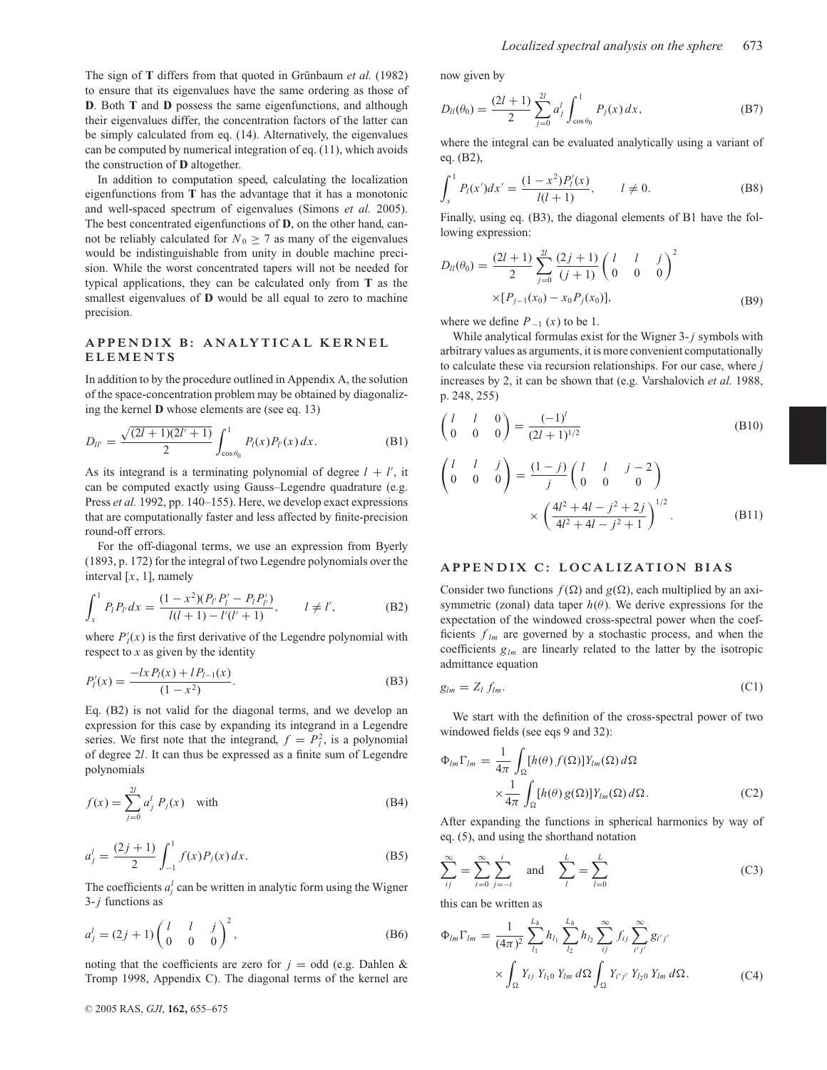The sign of **T** differs from that quoted in Grünbaum *et al.* (1982) to ensure that its eigenvalues have the same ordering as those of **D**. Both **T** and **D** possess the same eigenfunctions, and although their eigenvalues differ, the concentration factors of the latter can be simply calculated from eq. (14). Alternatively, the eigenvalues can be computed by numerical integration of eq. (11), which avoids the construction of **D** altogether.

In addition to computation speed, calculating the localization eigenfunctions from **T** has the advantage that it has a monotonic and well-spaced spectrum of eigenvalues (Simons *et al.* 2005). The best concentrated eigenfunctions of **D**, on the other hand, cannot be reliably calculated for $N_0 \geq 7$ as many of the eigenvalues would be indistinguishable from unity in double machine precision. While the worst concentrated tapers will not be needed for typical applications, they can be calculated only from **T** as the smallest eigenvalues of **D** would be all equal to zero to machine precision.

## APPENDIX B: ANALYTICAL KERNEL ELEMENTS

In addition to by the procedure outlined in Appendix A, the solution of the space-concentration problem may be obtained by diagonalizing the kernel **D** whose elements are (see eq. 13)

$$D_{ll'} = \frac{\sqrt{(2l+1)(2l'+1)}}{2} \int_{\cos\theta_0}^{1} P_l(x) P_{l'}(x)\, dx. \tag{B1}$$

As its integrand is a terminating polynomial of degree $l + l'$, it can be computed exactly using Gauss–Legendre quadrature (e.g. Press *et al.* 1992, pp. 140–155). Here, we develop exact expressions that are computationally faster and less affected by finite-precision round-off errors.

For the off-diagonal terms, we use an expression from Byerly (1893, p. 172) for the integral of two Legendre polynomials over the interval $[x, 1]$, namely

$$\int_x^1 P_l P_{l'}\, dx = \frac{(1-x^2)(P_{l'} P_l' - P_l P_{l'}')}{l(l+1) - l'(l'+1)}, \qquad l \neq l', \tag{B2}$$

where $P_l'(x)$ is the first derivative of the Legendre polynomial with respect to $x$ as given by the identity

$$P_l'(x) = \frac{-lx P_l(x) + l P_{l-1}(x)}{(1-x^2)}. \tag{B3}$$

Eq. (B2) is not valid for the diagonal terms, and we develop an expression for this case by expanding its integrand in a Legendre series. We first note that the integrand, $f = P_l^2$, is a polynomial of degree $2l$. It can thus be expressed as a finite sum of Legendre polynomials

$$f(x) = \sum_{j=0}^{2l} a_j^l\, P_j(x) \quad \text{with} \tag{B4}$$

$$a_j^l = \frac{(2j+1)}{2} \int_{-1}^{1} f(x) P_j(x)\, dx. \tag{B5}$$

The coefficients $a_j^l$ can be written in analytic form using the Wigner 3-$j$ functions as

$$a_j^l = (2j+1) \begin{pmatrix} l & l & j \\ 0 & 0 & 0 \end{pmatrix}^2, \tag{B6}$$

noting that the coefficients are zero for $j$ = odd (e.g. Dahlen & Tromp 1998, Appendix C). The diagonal terms of the kernel are now given by

$$D_{ll}(\theta_0) = \frac{(2l+1)}{2} \sum_{j=0}^{2l} a_j^l \int_{\cos\theta_0}^{1} P_j(x)\, dx, \tag{B7}$$

where the integral can be evaluated analytically using a variant of eq. (B2),

$$\int_x^1 P_l(x')dx' = \frac{(1-x^2)P_l'(x)}{l(l+1)}, \qquad l \neq 0. \tag{B8}$$

Finally, using eq. (B3), the diagonal elements of B1 have the following expression:

$$\begin{aligned} D_{ll}(\theta_0) = \frac{(2l+1)}{2} \sum_{j=0}^{2l} \frac{(2j+1)}{(j+1)} \begin{pmatrix} l & l & j \\ 0 & 0 & 0 \end{pmatrix}^2 \\ \times [P_{j-1}(x_0) - x_0 P_j(x_0)], \end{aligned} \tag{B9}$$

where we define $P_{-1}(x)$ to be 1.

While analytical formulas exist for the Wigner 3-$j$ symbols with arbitrary values as arguments, it is more convenient computationally to calculate these via recursion relationships. For our case, where $j$ increases by 2, it can be shown that (e.g. Varshalovich *et al.* 1988, p. 248, 255)

$$\begin{pmatrix} l & l & 0 \\ 0 & 0 & 0 \end{pmatrix} = \frac{(-1)^l}{(2l+1)^{1/2}} \tag{B10}$$

$$\begin{aligned} \begin{pmatrix} l & l & j \\ 0 & 0 & 0 \end{pmatrix} = \frac{(1-j)}{j} \begin{pmatrix} l & l & j-2 \\ 0 & 0 & 0 \end{pmatrix} \\ \times \left( \frac{4l^2 + 4l - j^2 + 2j}{4l^2 + 4l - j^2 + 1} \right)^{1/2}. \end{aligned} \tag{B11}$$

## APPENDIX C: LOCALIZATION BIAS

Consider two functions $f(\Omega)$ and $g(\Omega)$, each multiplied by an axisymmetric (zonal) data taper $h(\theta)$. We derive expressions for the expectation of the windowed cross-spectral power when the coefficients $f_{lm}$ are governed by a stochastic process, and when the coefficients $g_{lm}$ are linearly related to the latter by the isotropic admittance equation

$$g_{lm} = Z_l\, f_{lm}. \tag{C1}$$

We start with the definition of the cross-spectral power of two windowed fields (see eqs 9 and 32):

$$\begin{aligned} \Phi_{lm}\Gamma_{lm} = \frac{1}{4\pi} \int_\Omega [h(\theta)\, f(\Omega)] Y_{lm}(\Omega)\, d\Omega \\ \times \frac{1}{4\pi} \int_\Omega [h(\theta)\, g(\Omega)] Y_{lm}(\Omega)\, d\Omega. \end{aligned} \tag{C2}$$

After expanding the functions in spherical harmonics by way of eq. (5), and using the shorthand notation

$$\sum_{ij}^{\infty} = \sum_{i=0}^{\infty} \sum_{j=-i}^{i} \quad \text{and} \quad \sum_{l}^{L} = \sum_{l=0}^{L} \tag{C3}$$

this can be written as

$$\begin{aligned} \Phi_{lm}\Gamma_{lm} = \frac{1}{(4\pi)^2} \sum_{l_1}^{L_h} h_{l_1} \sum_{l_2}^{L_h} h_{l_2} \sum_{ij}^{\infty} f_{ij} \sum_{i'j'}^{\infty} g_{i'j'} \\ \times \int_\Omega Y_{ij}\, Y_{l_1 0}\, Y_{lm}\, d\Omega \int_\Omega Y_{i'j'}\, Y_{l_2 0}\, Y_{lm}\, d\Omega. \end{aligned} \tag{C4}$$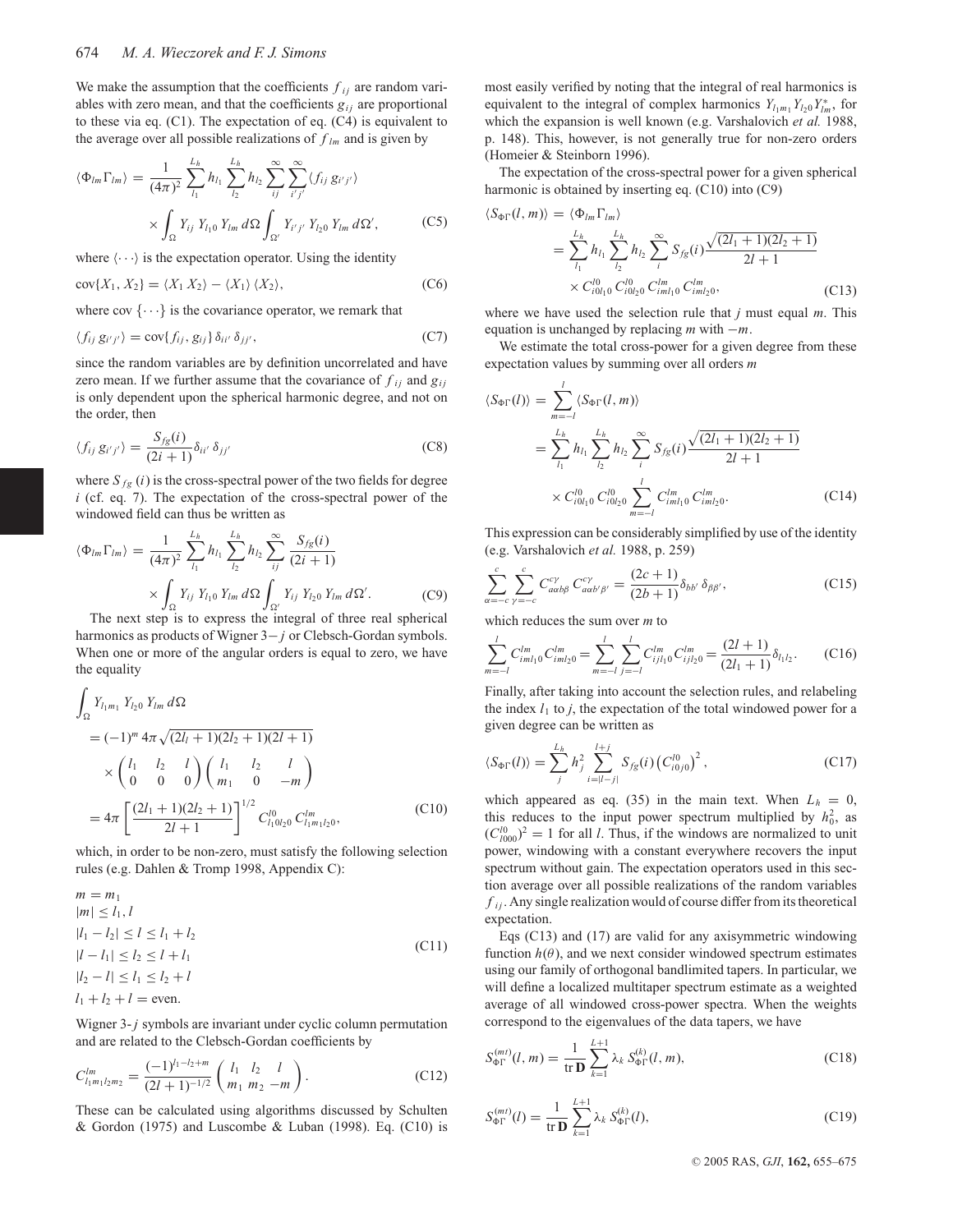We make the assumption that the coefficients $f_{ij}$ are random variables with zero mean, and that the coefficients $g_{ij}$ are proportional to these via eq. (C1). The expectation of eq. (C4) is equivalent to the average over all possible realizations of $f_{lm}$ and is given by

$$\langle \Phi_{lm} \Gamma_{lm} \rangle = \frac{1}{(4\pi)^2} \sum_{l_1}^{L_h} h_{l_1} \sum_{l_2}^{L_h} h_{l_2} \sum_{ij}^{\infty} \sum_{i'j'}^{\infty} \langle f_{ij}\, g_{i'j'} \rangle \times \int_{\Omega} Y_{ij}\, Y_{l_1 0}\, Y_{lm}\, d\Omega \int_{\Omega'} Y_{i'j'}\, Y_{l_2 0}\, Y_{lm}\, d\Omega', \tag{C5}$$

where $\langle \cdots \rangle$ is the expectation operator. Using the identity

$$\operatorname{cov}\{X_1, X_2\} = \langle X_1 X_2 \rangle - \langle X_1 \rangle \langle X_2 \rangle, \tag{C6}$$

where cov $\{\cdots\}$ is the covariance operator, we remark that

$$\langle f_{ij}\, g_{i'j'} \rangle = \operatorname{cov}\{f_{ij}, g_{ij}\}\, \delta_{ii'}\, \delta_{jj'}, \tag{C7}$$

since the random variables are by definition uncorrelated and have zero mean. If we further assume that the covariance of $f_{ij}$ and $g_{ij}$ is only dependent upon the spherical harmonic degree, and not on the order, then

$$\langle f_{ij}\, g_{i'j'} \rangle = \frac{S_{fg}(i)}{(2i+1)} \delta_{ii'}\, \delta_{jj'} \tag{C8}$$

where $S_{fg}(i)$ is the cross-spectral power of the two fields for degree $i$ (cf. eq. 7). The expectation of the cross-spectral power of the windowed field can thus be written as

$$\langle \Phi_{lm} \Gamma_{lm} \rangle = \frac{1}{(4\pi)^2} \sum_{l_1}^{L_h} h_{l_1} \sum_{l_2}^{L_h} h_{l_2} \sum_{ij}^{\infty} \frac{S_{fg}(i)}{(2i+1)} \times \int_{\Omega} Y_{ij}\, Y_{l_1 0}\, Y_{lm}\, d\Omega \int_{\Omega'} Y_{ij}\, Y_{l_2 0}\, Y_{lm}\, d\Omega'. \tag{C9}$$

The next step is to express the integral of three real spherical harmonics as products of Wigner $3-j$ or Clebsch-Gordan symbols. When one or more of the angular orders is equal to zero, we have the equality

$$\begin{aligned}
&\int_{\Omega} Y_{l_1 m_1}\, Y_{l_2 0}\, Y_{lm}\, d\Omega \\
&= (-1)^m\, 4\pi \sqrt{(2l_l+1)(2l_2+1)(2l+1)} \\
&\quad \times \begin{pmatrix} l_1 & l_2 & l \\ 0 & 0 & 0 \end{pmatrix} \begin{pmatrix} l_1 & l_2 & l \\ m_1 & 0 & -m \end{pmatrix} \\
&= 4\pi \left[ \frac{(2l_1+1)(2l_2+1)}{2l+1} \right]^{1/2} C_{l_1 0 l_2 0}^{l0}\, C_{l_1 m_1 l_2 0}^{lm},
\end{aligned} \tag{C10}$$

which, in order to be non-zero, must satisfy the following selection rules (e.g. Dahlen & Tromp 1998, Appendix C):

$$\begin{aligned}
&m = m_1 \\
&|m| \le l_1, l \\
&|l_1 - l_2| \le l \le l_1 + l_2 \\
&|l - l_1| \le l_2 \le l + l_1 \\
&|l_2 - l| \le l_1 \le l_2 + l \\
&l_1 + l_2 + l = \text{even}.
\end{aligned} \tag{C11}$$

Wigner 3-$j$ symbols are invariant under cyclic column permutation and are related to the Clebsch-Gordan coefficients by

$$C_{l_1 m_1 l_2 m_2}^{lm} = \frac{(-1)^{l_1 - l_2 + m}}{(2l+1)^{-1/2}} \begin{pmatrix} l_1 & l_2 & l \\ m_1 & m_2 & -m \end{pmatrix}. \tag{C12}$$

These can be calculated using algorithms discussed by Schulten & Gordon (1975) and Luscombe & Luban (1998). Eq. (C10) is most easily verified by noting that the integral of real harmonics is equivalent to the integral of complex harmonics $Y_{l_1 m_1} Y_{l_2 0} Y_{lm}^*$, for which the expansion is well known (e.g. Varshalovich *et al.* 1988, p. 148). This, however, is not generally true for non-zero orders (Homeier & Steinborn 1996).

The expectation of the cross-spectral power for a given spherical harmonic is obtained by inserting eq. (C10) into (C9)

$$\begin{aligned}
\langle S_{\Phi\Gamma}(l, m) \rangle &= \langle \Phi_{lm} \Gamma_{lm} \rangle \\
&= \sum_{l_1}^{L_h} h_{l_1} \sum_{l_2}^{L_h} h_{l_2} \sum_{i}^{\infty} S_{fg}(i) \frac{\sqrt{(2l_1+1)(2l_2+1)}}{2l+1} \\
&\quad \times C_{i0l_10}^{l0}\, C_{i0l_20}^{l0}\, C_{iml_10}^{lm}\, C_{iml_20}^{lm},
\end{aligned} \tag{C13}$$

where we have used the selection rule that $j$ must equal $m$. This equation is unchanged by replacing $m$ with $-m$.

We estimate the total cross-power for a given degree from these expectation values by summing over all orders $m$

$$\begin{aligned}
\langle S_{\Phi\Gamma}(l) \rangle &= \sum_{m=-l}^{l} \langle S_{\Phi\Gamma}(l, m) \rangle \\
&= \sum_{l_1}^{L_h} h_{l_1} \sum_{l_2}^{L_h} h_{l_2} \sum_{i}^{\infty} S_{fg}(i) \frac{\sqrt{(2l_1+1)(2l_2+1)}}{2l+1} \\
&\quad \times C_{i0l_10}^{l0}\, C_{i0l_20}^{l0} \sum_{m=-l}^{l} C_{iml_10}^{lm}\, C_{iml_20}^{lm}.
\end{aligned} \tag{C14}$$

This expression can be considerably simplified by use of the identity (e.g. Varshalovich *et al.* 1988, p. 259)

$$\sum_{\alpha=-c}^{c} \sum_{\gamma=-c}^{c} C_{a\alpha b\beta}^{c\gamma}\, C_{a\alpha b'\beta'}^{c\gamma} = \frac{(2c+1)}{(2b+1)} \delta_{bb'}\, \delta_{\beta\beta'}, \tag{C15}$$

which reduces the sum over $m$ to

$$\sum_{m=-l}^{l} C_{iml_10}^{lm} C_{iml_20}^{lm} = \sum_{m=-l}^{l} \sum_{j=-l}^{l} C_{ijl_10}^{lm} C_{ijl_20}^{lm} = \frac{(2l+1)}{(2l_1+1)} \delta_{l_1 l_2}. \tag{C16}$$

Finally, after taking into account the selection rules, and relabeling the index $l_1$ to $j$, the expectation of the total windowed power for a given degree can be written as

$$\langle S_{\Phi\Gamma}(l) \rangle = \sum_{j}^{L_h} h_j^2 \sum_{i=|l-j|}^{l+j} S_{fg}(i) \left( C_{i0j0}^{l0} \right)^2, \tag{C17}$$

which appeared as eq. (35) in the main text. When $L_h = 0$, this reduces to the input power spectrum multiplied by $h_0^2$, as $(C_{l000}^{l0})^2 = 1$ for all $l$. Thus, if the windows are normalized to unit power, windowing with a constant everywhere recovers the input spectrum without gain. The expectation operators used in this section average over all possible realizations of the random variables $f_{ij}$. Any single realization would of course differ from its theoretical expectation.

Eqs (C13) and (17) are valid for any axisymmetric windowing function $h(\theta)$, and we next consider windowed spectrum estimates using our family of orthogonal bandlimited tapers. In particular, we will define a localized multitaper spectrum estimate as a weighted average of all windowed cross-power spectra. When the weights correspond to the eigenvalues of the data tapers, we have

$$S_{\Phi\Gamma}^{(mt)}(l, m) = \frac{1}{\operatorname{tr} \mathbf{D}} \sum_{k=1}^{L+1} \lambda_k\, S_{\Phi\Gamma}^{(k)}(l, m), \tag{C18}$$

$$S_{\Phi\Gamma}^{(mt)}(l) = \frac{1}{\operatorname{tr} \mathbf{D}} \sum_{k=1}^{L+1} \lambda_k\, S_{\Phi\Gamma}^{(k)}(l), \tag{C19}$$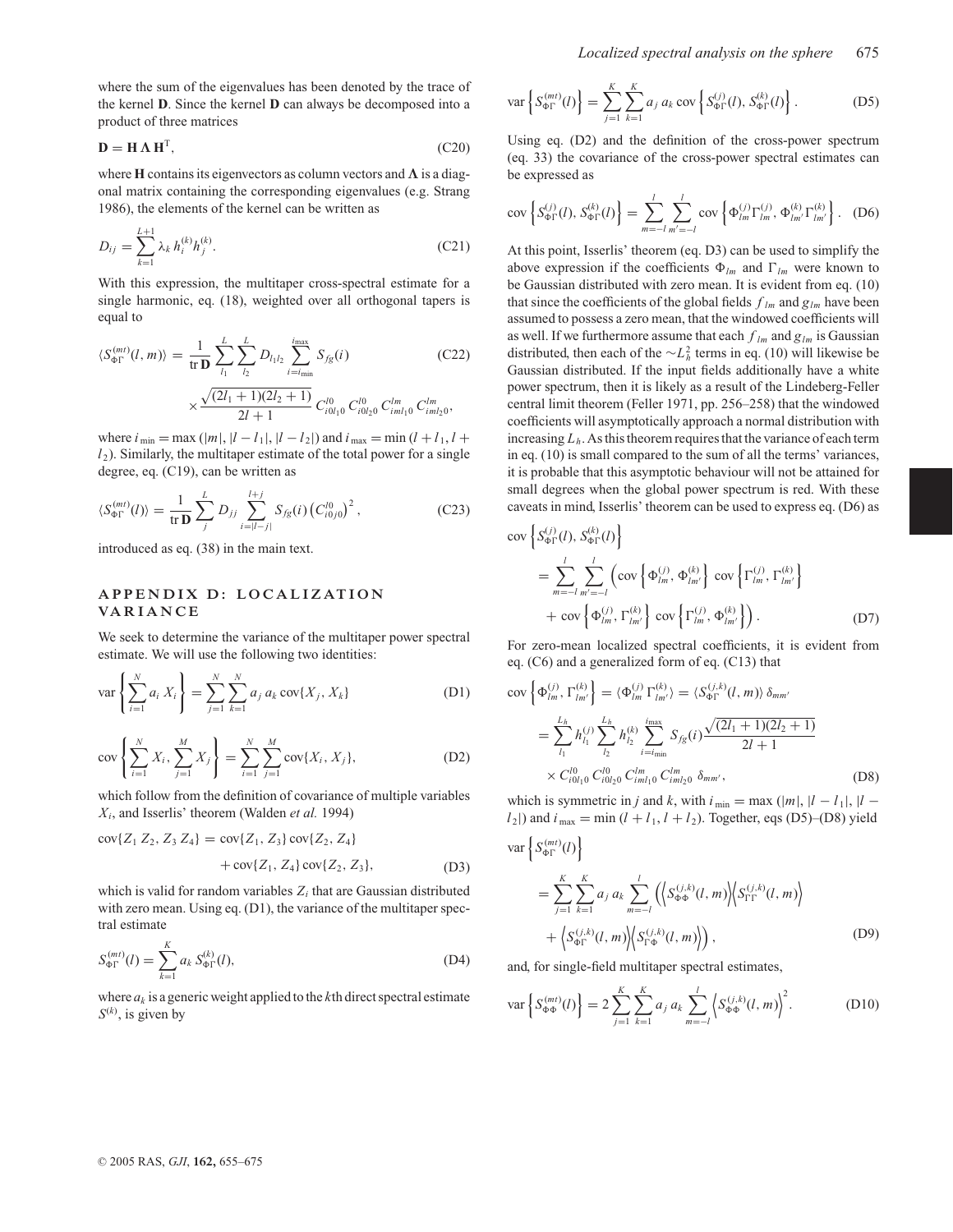where the sum of the eigenvalues has been denoted by the trace of the kernel $\mathbf{D}$. Since the kernel $\mathbf{D}$ can always be decomposed into a product of three matrices

$$\mathbf{D} = \mathbf{H}\,\boldsymbol{\Lambda}\,\mathbf{H}^{\mathrm{T}}, \tag{C20}$$

where $\mathbf{H}$ contains its eigenvectors as column vectors and $\boldsymbol{\Lambda}$ is a diagonal matrix containing the corresponding eigenvalues (e.g. Strang 1986), the elements of the kernel can be written as

$$D_{ij} = \sum_{k=1}^{L+1} \lambda_k\, h_i^{(k)} h_j^{(k)}. \tag{C21}$$

With this expression, the multitaper cross-spectral estimate for a single harmonic, eq. (18), weighted over all orthogonal tapers is equal to

$$\langle S_{\Phi\Gamma}^{(mt)}(l,m)\rangle = \frac{1}{\operatorname{tr}\mathbf{D}} \sum_{l_1}^{L}\sum_{l_2}^{L} D_{l_1 l_2} \sum_{i=i_{\min}}^{i_{\max}} S_{fg}(i) \times \frac{\sqrt{(2l_1+1)(2l_2+1)}}{2l+1}\, C_{i0l_10}^{l0}\, C_{i0l_20}^{l0}\, C_{iml_10}^{lm}\, C_{iml_20}^{lm}, \tag{C22}$$

where $i_{\min} = \max(|m|, |l-l_1|, |l-l_2|)$ and $i_{\max} = \min(l+l_1, l+l_2)$. Similarly, the multitaper estimate of the total power for a single degree, eq. (C19), can be written as

$$\langle S_{\Phi\Gamma}^{(mt)}(l)\rangle = \frac{1}{\operatorname{tr}\mathbf{D}} \sum_{j}^{L} D_{jj} \sum_{i=|l-j|}^{l+j} S_{fg}(i) \left(C_{i0j0}^{l0}\right)^2, \tag{C23}$$

introduced as eq. (38) in the main text.

## APPENDIX D: LOCALIZATION VARIANCE

We seek to determine the variance of the multitaper power spectral estimate. We will use the following two identities:

$$\operatorname{var}\left\{\sum_{i=1}^{N} a_i\, X_i\right\} = \sum_{j=1}^{N}\sum_{k=1}^{N} a_j\, a_k \operatorname{cov}\{X_j, X_k\} \tag{D1}$$

$$\operatorname{cov}\left\{\sum_{i=1}^{N} X_i, \sum_{j=1}^{M} X_j\right\} = \sum_{i=1}^{N}\sum_{j=1}^{M} \operatorname{cov}\{X_i, X_j\}, \tag{D2}$$

which follow from the definition of covariance of multiple variables $X_i$, and Isserlis' theorem (Walden *et al.* 1994)

$$\operatorname{cov}\{Z_1\,Z_2, Z_3\,Z_4\} = \operatorname{cov}\{Z_1, Z_3\}\operatorname{cov}\{Z_2, Z_4\} + \operatorname{cov}\{Z_1, Z_4\}\operatorname{cov}\{Z_2, Z_3\}, \tag{D3}$$

which is valid for random variables $Z_i$ that are Gaussian distributed with zero mean. Using eq. (D1), the variance of the multitaper spectral estimate

$$S_{\Phi\Gamma}^{(mt)}(l) = \sum_{k=1}^{K} a_k\, S_{\Phi\Gamma}^{(k)}(l), \tag{D4}$$

where $a_k$ is a generic weight applied to the $k$th direct spectral estimate $S^{(k)}$, is given by

$$\operatorname{var}\left\{S_{\Phi\Gamma}^{(mt)}(l)\right\} = \sum_{j=1}^{K}\sum_{k=1}^{K} a_j\, a_k \operatorname{cov}\left\{S_{\Phi\Gamma}^{(j)}(l), S_{\Phi\Gamma}^{(k)}(l)\right\}. \tag{D5}$$

Using eq. (D2) and the definition of the cross-power spectrum (eq. 33) the covariance of the cross-power spectral estimates can be expressed as

$$\operatorname{cov}\left\{S_{\Phi\Gamma}^{(j)}(l), S_{\Phi\Gamma}^{(k)}(l)\right\} = \sum_{m=-l}^{l}\sum_{m'=-l}^{l} \operatorname{cov}\left\{\Phi_{lm}^{(j)}\Gamma_{lm}^{(j)}, \Phi_{lm'}^{(k)}\Gamma_{lm'}^{(k)}\right\}. \tag{D6}$$

At this point, Isserlis' theorem (eq. D3) can be used to simplify the above expression if the coefficients $\Phi_{lm}$ and $\Gamma_{lm}$ were known to be Gaussian distributed with zero mean. It is evident from eq. (10) that since the coefficients of the global fields $f_{lm}$ and $g_{lm}$ have been assumed to possess a zero mean, that the windowed coefficients will as well. If we furthermore assume that each $f_{lm}$ and $g_{lm}$ is Gaussian distributed, then each of the $\sim L_h^2$ terms in eq. (10) will likewise be Gaussian distributed. If the input fields additionally have a white power spectrum, then it is likely as a result of the Lindeberg-Feller central limit theorem (Feller 1971, pp. 256–258) that the windowed coefficients will asymptotically approach a normal distribution with increasing $L_h$. As this theorem requires that the variance of each term in eq. (10) is small compared to the sum of all the terms' variances, it is probable that this asymptotic behaviour will not be attained for small degrees when the global power spectrum is red. With these caveats in mind, Isserlis' theorem can be used to express eq. (D6) as

$$\operatorname{cov}\left\{S_{\Phi\Gamma}^{(j)}(l), S_{\Phi\Gamma}^{(k)}(l)\right\} = \sum_{m=-l}^{l}\sum_{m'=-l}^{l}\left(\operatorname{cov}\left\{\Phi_{lm}^{(j)}, \Phi_{lm'}^{(k)}\right\}\operatorname{cov}\left\{\Gamma_{lm}^{(j)}, \Gamma_{lm'}^{(k)}\right\} + \operatorname{cov}\left\{\Phi_{lm}^{(j)}, \Gamma_{lm'}^{(k)}\right\}\operatorname{cov}\left\{\Gamma_{lm}^{(j)}, \Phi_{lm'}^{(k)}\right\}\right). \tag{D7}$$

For zero-mean localized spectral coefficients, it is evident from eq. (C6) and a generalized form of eq. (C13) that

$$\operatorname{cov}\left\{\Phi_{lm}^{(j)}, \Gamma_{lm'}^{(k)}\right\} = \langle\Phi_{lm}^{(j)}\Gamma_{lm'}^{(k)}\rangle = \langle S_{\Phi\Gamma}^{(j,k)}(l,m)\rangle\,\delta_{mm'} = \sum_{l_1}^{L_h} h_{l_1}^{(j)} \sum_{l_2}^{L_h} h_{l_2}^{(k)} \sum_{i=i_{\min}}^{i_{\max}} S_{fg}(i)\frac{\sqrt{(2l_1+1)(2l_2+1)}}{2l+1} \times C_{i0l_10}^{l0}\, C_{i0l_20}^{l0}\, C_{iml_10}^{lm}\, C_{iml_20}^{lm}\;\delta_{mm'}, \tag{D8}$$

which is symmetric in $j$ and $k$, with $i_{\min} = \max(|m|, |l-l_1|, |l-l_2|)$ and $i_{\max} = \min(l+l_1, l+l_2)$. Together, eqs (D5)–(D8) yield

$$\operatorname{var}\left\{S_{\Phi\Gamma}^{(mt)}(l)\right\} = \sum_{j=1}^{K}\sum_{k=1}^{K} a_j\, a_k \sum_{m=-l}^{l}\left(\left\langle S_{\Phi\Phi}^{(j,k)}(l,m)\right\rangle\left\langle S_{\Gamma\Gamma}^{(j,k)}(l,m)\right\rangle + \left\langle S_{\Phi\Gamma}^{(j,k)}(l,m)\right\rangle\left\langle S_{\Gamma\Phi}^{(j,k)}(l,m)\right\rangle\right), \tag{D9}$$

and, for single-field multitaper spectral estimates,

$$\operatorname{var}\left\{S_{\Phi\Phi}^{(mt)}(l)\right\} = 2\sum_{j=1}^{K}\sum_{k=1}^{K} a_j\, a_k \sum_{m=-l}^{l}\left\langle S_{\Phi\Phi}^{(j,k)}(l,m)\right\rangle^2. \tag{D10}$$